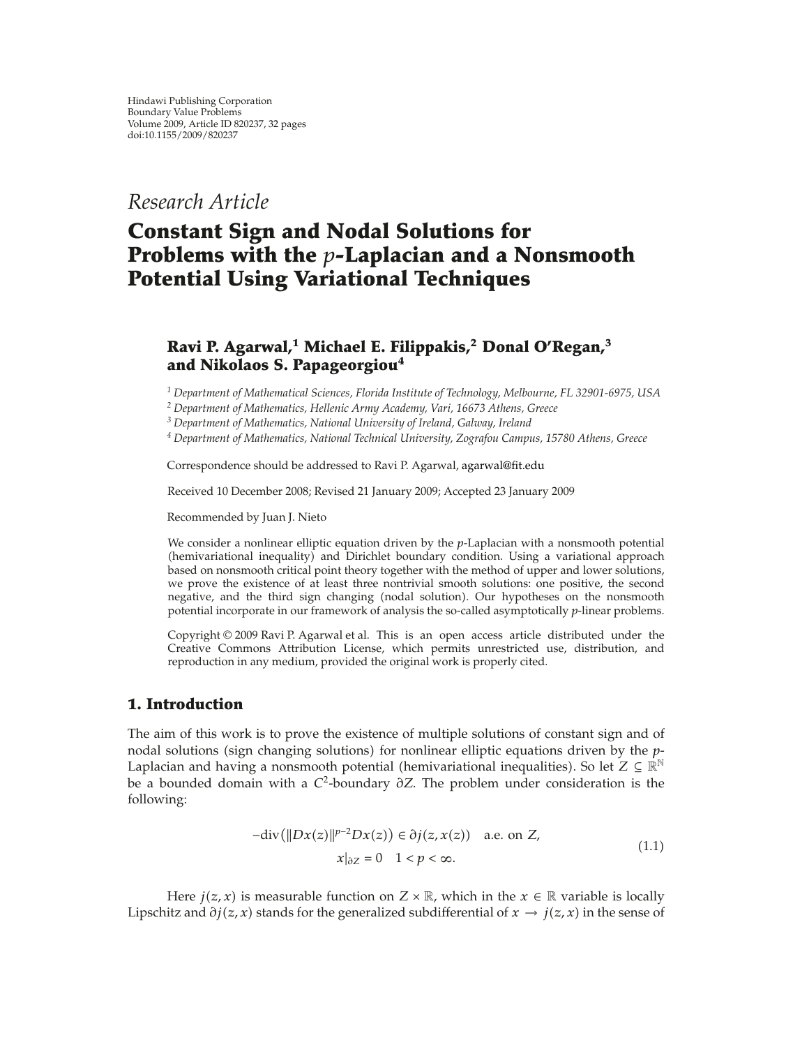Hindawi Publishing Corporation
Boundary Value Problems
Volume 2009, Article ID 820237, 32 pages
doi:10.1155/2009/820237

*Research Article*

# Constant Sign and Nodal Solutions for Problems with the $p$-Laplacian and a Nonsmooth Potential Using Variational Techniques

**Ravi P. Agarwal,[1] Michael E. Filippakis,[2] Donal O'Regan,[3] and Nikolaos S. Papageorgiou[4]**

[1] *Department of Mathematical Sciences, Florida Institute of Technology, Melbourne, FL 32901-6975, USA*
[2] *Department of Mathematics, Hellenic Army Academy, Vari, 16673 Athens, Greece*
[3] *Department of Mathematics, National University of Ireland, Galway, Ireland*
[4] *Department of Mathematics, National Technical University, Zografou Campus, 15780 Athens, Greece*

Correspondence should be addressed to Ravi P. Agarwal, agarwal@fit.edu

Received 10 December 2008; Revised 21 January 2009; Accepted 23 January 2009

Recommended by Juan J. Nieto

We consider a nonlinear elliptic equation driven by the $p$-Laplacian with a nonsmooth potential (hemivariational inequality) and Dirichlet boundary condition. Using a variational approach based on nonsmooth critical point theory together with the method of upper and lower solutions, we prove the existence of at least three nontrivial smooth solutions: one positive, the second negative, and the third sign changing (nodal solution). Our hypotheses on the nonsmooth potential incorporate in our framework of analysis the so-called asymptotically $p$-linear problems.

Copyright © 2009 Ravi P. Agarwal et al. This is an open access article distributed under the Creative Commons Attribution License, which permits unrestricted use, distribution, and reproduction in any medium, provided the original work is properly cited.

## 1. Introduction

The aim of this work is to prove the existence of multiple solutions of constant sign and of nodal solutions (sign changing solutions) for nonlinear elliptic equations driven by the $p$-Laplacian and having a nonsmooth potential (hemivariational inequalities). So let $Z \subseteq \mathbb{R}^N$ be a bounded domain with a $C^2$-boundary $\partial Z$. The problem under consideration is the following:

$$-\text{div}\left(\|Dx(z)\|^{p-2}Dx(z)\right) \in \partial j(z, x(z)) \quad \text{a.e. on } Z,$$
$$x|_{\partial Z} = 0 \quad 1 < p < \infty. \tag{1.1}$$

Here $j(z, x)$ is measurable function on $Z \times \mathbb{R}$, which in the $x \in \mathbb{R}$ variable is locally Lipschitz and $\partial j(z, x)$ stands for the generalized subdifferential of $x \to j(z, x)$ in the sense of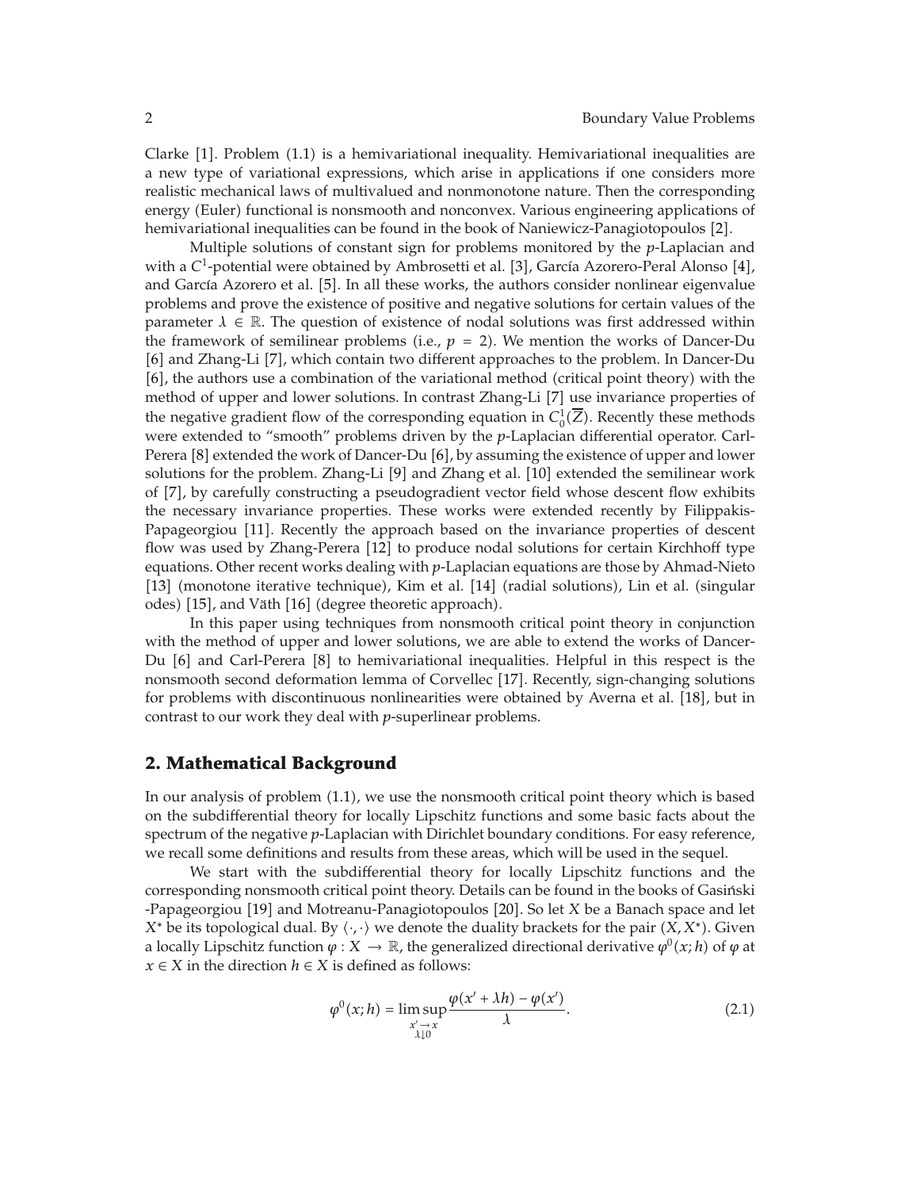Clarke [1]. Problem (1.1) is a hemivariational inequality. Hemivariational inequalities are a new type of variational expressions, which arise in applications if one considers more realistic mechanical laws of multivalued and nonmonotone nature. Then the corresponding energy (Euler) functional is nonsmooth and nonconvex. Various engineering applications of hemivariational inequalities can be found in the book of Naniewicz-Panagiotopoulos [2].

Multiple solutions of constant sign for problems monitored by the $p$-Laplacian and with a $C^1$-potential were obtained by Ambrosetti et al. [3], García Azorero-Peral Alonso [4], and García Azorero et al. [5]. In all these works, the authors consider nonlinear eigenvalue problems and prove the existence of positive and negative solutions for certain values of the parameter $\lambda \in \mathbb{R}$. The question of existence of nodal solutions was first addressed within the framework of semilinear problems (i.e., $p = 2$). We mention the works of Dancer-Du [6] and Zhang-Li [7], which contain two different approaches to the problem. In Dancer-Du [6], the authors use a combination of the variational method (critical point theory) with the method of upper and lower solutions. In contrast Zhang-Li [7] use invariance properties of the negative gradient flow of the corresponding equation in $C_0^1(\overline{Z})$. Recently these methods were extended to "smooth" problems driven by the $p$-Laplacian differential operator. Carl-Perera [8] extended the work of Dancer-Du [6], by assuming the existence of upper and lower solutions for the problem. Zhang-Li [9] and Zhang et al. [10] extended the semilinear work of [7], by carefully constructing a pseudogradient vector field whose descent flow exhibits the necessary invariance properties. These works were extended recently by Filippakis-Papageorgiou [11]. Recently the approach based on the invariance properties of descent flow was used by Zhang-Perera [12] to produce nodal solutions for certain Kirchhoff type equations. Other recent works dealing with $p$-Laplacian equations are those by Ahmad-Nieto [13] (monotone iterative technique), Kim et al. [14] (radial solutions), Lin et al. (singular odes) [15], and Väth [16] (degree theoretic approach).

In this paper using techniques from nonsmooth critical point theory in conjunction with the method of upper and lower solutions, we are able to extend the works of Dancer-Du [6] and Carl-Perera [8] to hemivariational inequalities. Helpful in this respect is the nonsmooth second deformation lemma of Corvellec [17]. Recently, sign-changing solutions for problems with discontinuous nonlinearities were obtained by Averna et al. [18], but in contrast to our work they deal with $p$-superlinear problems.

## 2. Mathematical Background

In our analysis of problem (1.1), we use the nonsmooth critical point theory which is based on the subdifferential theory for locally Lipschitz functions and some basic facts about the spectrum of the negative $p$-Laplacian with Dirichlet boundary conditions. For easy reference, we recall some definitions and results from these areas, which will be used in the sequel.

We start with the subdifferential theory for locally Lipschitz functions and the corresponding nonsmooth critical point theory. Details can be found in the books of Gasiński -Papageorgiou [19] and Motreanu-Panagiotopoulos [20]. So let $X$ be a Banach space and let $X^*$ be its topological dual. By $\langle \cdot, \cdot \rangle$ we denote the duality brackets for the pair $(X, X^*)$. Given a locally Lipschitz function $\varphi : X \to \mathbb{R}$, the generalized directional derivative $\varphi^0(x; h)$ of $\varphi$ at $x \in X$ in the direction $h \in X$ is defined as follows:

$$\varphi^0(x; h) = \limsup_{\substack{x' \to x \\ \lambda \downarrow 0}} \frac{\varphi(x' + \lambda h) - \varphi(x')}{\lambda}. \tag{2.1}$$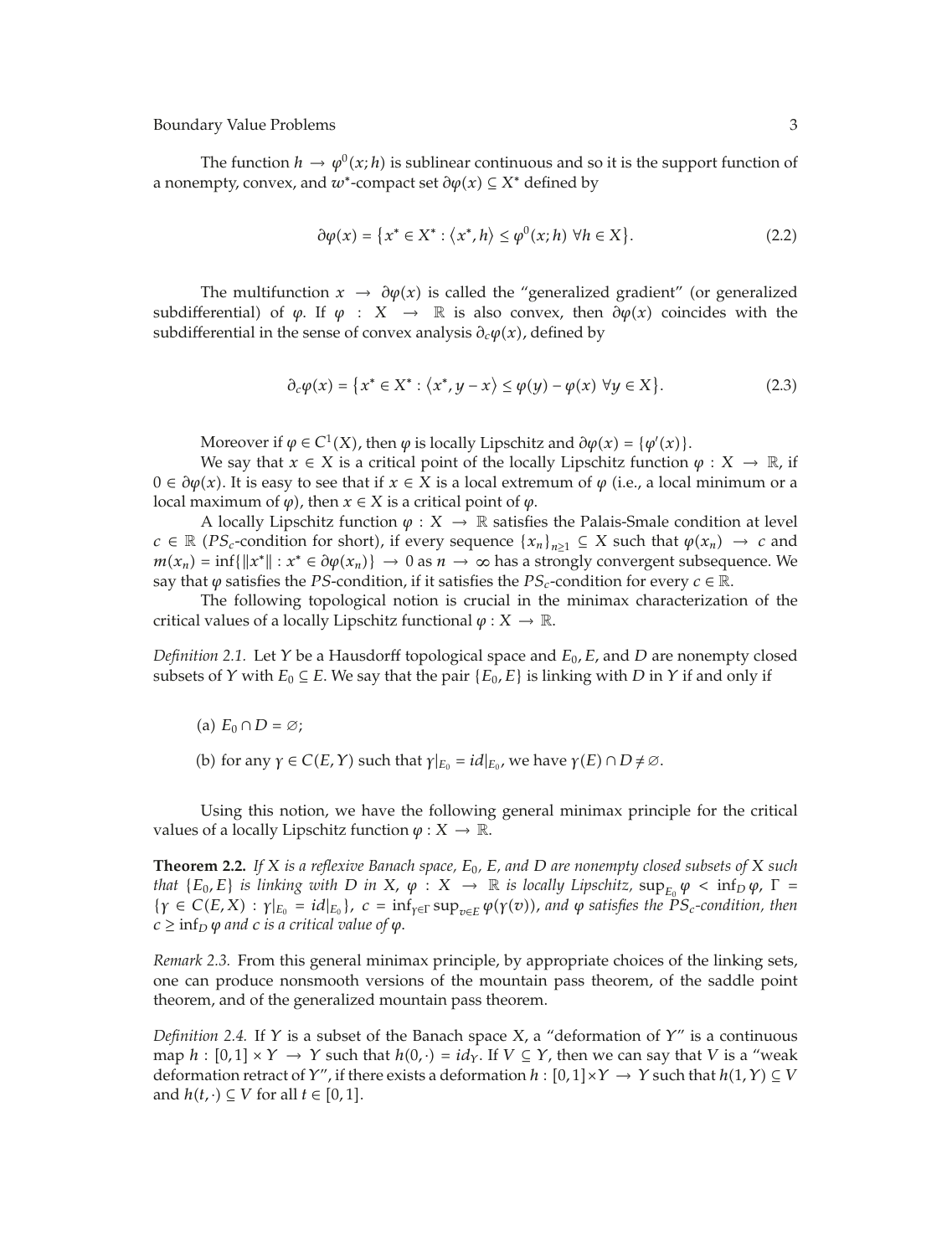The function $h \to \varphi^0(x; h)$ is sublinear continuous and so it is the support function of a nonempty, convex, and $w^*$-compact set $\partial\varphi(x) \subseteq X^*$ defined by

$$\partial\varphi(x) = \{x^* \in X^* : \langle x^*, h \rangle \leq \varphi^0(x; h) \ \forall h \in X\}. \tag{2.2}$$

The multifunction $x \to \partial\varphi(x)$ is called the "generalized gradient" (or generalized subdifferential) of $\varphi$. If $\varphi : X \to \mathbb{R}$ is also convex, then $\partial\varphi(x)$ coincides with the subdifferential in the sense of convex analysis $\partial_c\varphi(x)$, defined by

$$\partial_c\varphi(x) = \{x^* \in X^* : \langle x^*, y - x \rangle \leq \varphi(y) - \varphi(x) \ \forall y \in X\}. \tag{2.3}$$

Moreover if $\varphi \in C^1(X)$, then $\varphi$ is locally Lipschitz and $\partial\varphi(x) = \{\varphi'(x)\}$.

We say that $x \in X$ is a critical point of the locally Lipschitz function $\varphi : X \to \mathbb{R}$, if $0 \in \partial\varphi(x)$. It is easy to see that if $x \in X$ is a local extremum of $\varphi$ (i.e., a local minimum or a local maximum of $\varphi$), then $x \in X$ is a critical point of $\varphi$.

A locally Lipschitz function $\varphi : X \to \mathbb{R}$ satisfies the Palais-Smale condition at level $c \in \mathbb{R}$ ($PS_c$-condition for short), if every sequence $\{x_n\}_{n\geq 1} \subseteq X$ such that $\varphi(x_n) \to c$ and $m(x_n) = \inf\{\|x^*\| : x^* \in \partial\varphi(x_n)\} \to 0$ as $n \to \infty$ has a strongly convergent subsequence. We say that $\varphi$ satisfies the $PS$-condition, if it satisfies the $PS_c$-condition for every $c \in \mathbb{R}$.

The following topological notion is crucial in the minimax characterization of the critical values of a locally Lipschitz functional $\varphi : X \to \mathbb{R}$.

*Definition 2.1.* Let $Y$ be a Hausdorff topological space and $E_0$, $E$, and $D$ are nonempty closed subsets of $Y$ with $E_0 \subseteq E$. We say that the pair $\{E_0, E\}$ is linking with $D$ in $Y$ if and only if

(a) $E_0 \cap D = \emptyset$;

(b) for any $\gamma \in C(E, Y)$ such that $\gamma|_{E_0} = id|_{E_0}$, we have $\gamma(E) \cap D \neq \emptyset$.

Using this notion, we have the following general minimax principle for the critical values of a locally Lipschitz function $\varphi : X \to \mathbb{R}$.

**Theorem 2.2.** *If $X$ is a reflexive Banach space, $E_0$, $E$, and $D$ are nonempty closed subsets of $X$ such that $\{E_0, E\}$ is linking with $D$ in $X$, $\varphi : X \to \mathbb{R}$ is locally Lipschitz, $\sup_{E_0} \varphi < \inf_D \varphi$, $\Gamma = \{\gamma \in C(E, X) : \gamma|_{E_0} = id|_{E_0}\}$, $c = \inf_{\gamma \in \Gamma} \sup_{v \in E} \varphi(\gamma(v))$, and $\varphi$ satisfies the $PS_c$-condition, then $c \geq \inf_D \varphi$ and $c$ is a critical value of $\varphi$.*

*Remark 2.3.* From this general minimax principle, by appropriate choices of the linking sets, one can produce nonsmooth versions of the mountain pass theorem, of the saddle point theorem, and of the generalized mountain pass theorem.

*Definition 2.4.* If $Y$ is a subset of the Banach space $X$, a "deformation of $Y$" is a continuous map $h : [0, 1] \times Y \to Y$ such that $h(0, \cdot) = id_Y$. If $V \subseteq Y$, then we can say that $V$ is a "weak deformation retract of $Y$", if there exists a deformation $h : [0, 1] \times Y \to Y$ such that $h(1, Y) \subseteq V$ and $h(t, \cdot) \subseteq V$ for all $t \in [0, 1]$.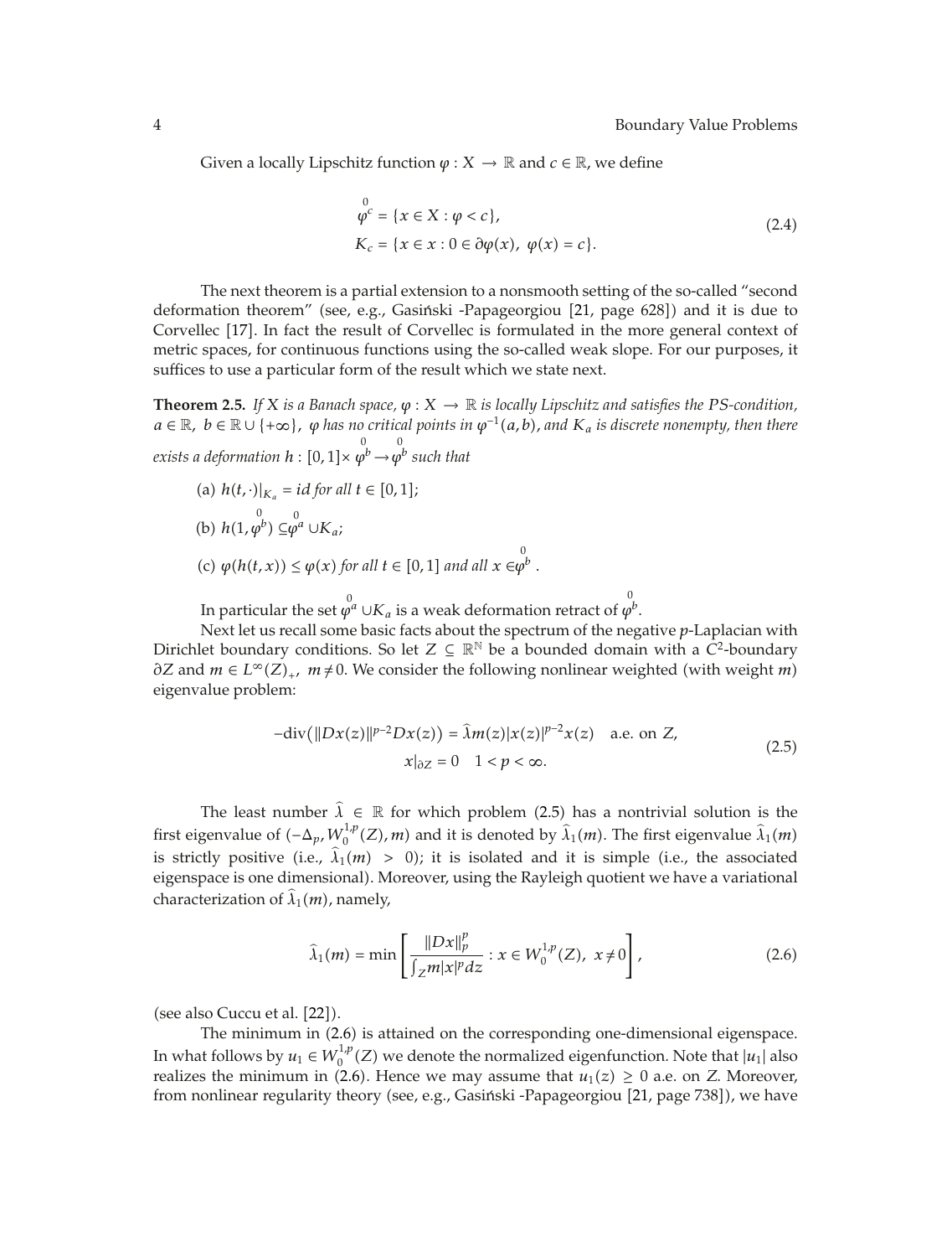Given a locally Lipschitz function $\varphi : X \to \mathbb{R}$ and $c \in \mathbb{R}$, we define

$$
\begin{aligned}
\overset{0}{\varphi^c} &= \{x \in X : \varphi < c\}, \\
K_c &= \{x \in x : 0 \in \partial\varphi(x),\ \varphi(x) = c\}.
\end{aligned}
\tag{2.4}
$$

The next theorem is a partial extension to a nonsmooth setting of the so-called "second deformation theorem" (see, e.g., Gasiński -Papageorgiou [21, page 628]) and it is due to Corvellec [17]. In fact the result of Corvellec is formulated in the more general context of metric spaces, for continuous functions using the so-called weak slope. For our purposes, it suffices to use a particular form of the result which we state next.

**Theorem 2.5.** *If $X$ is a Banach space, $\varphi : X \to \mathbb{R}$ is locally Lipschitz and satisfies the PS-condition, $a \in \mathbb{R}$, $b \in \mathbb{R} \cup \{+\infty\}$, $\varphi$ has no critical points in $\varphi^{-1}(a, b)$, and $K_a$ is discrete nonempty, then there exists a deformation $h : [0,1] \times \overset{0}{\varphi^b} \to \overset{0}{\varphi^b}$ such that*

(a) $h(t, \cdot)|_{K_a} = id$ *for all $t \in [0,1]$;*

(b) $h(1, \overset{0}{\varphi^b}) \subseteq \overset{0}{\varphi^a} \cup K_a$;

(c) $\varphi(h(t,x)) \leq \varphi(x)$ *for all $t \in [0,1]$ and all $x \in \overset{0}{\varphi^b}$.*

In particular the set $\overset{0}{\varphi^a} \cup K_a$ is a weak deformation retract of $\overset{0}{\varphi^b}$.

Next let us recall some basic facts about the spectrum of the negative $p$-Laplacian with Dirichlet boundary conditions. So let $Z \subseteq \mathbb{R}^N$ be a bounded domain with a $C^2$-boundary $\partial Z$ and $m \in L^\infty(Z)_+$, $m \neq 0$. We consider the following nonlinear weighted (with weight $m$) eigenvalue problem:

$$
\begin{gathered}
-\operatorname{div}\left(\|Dx(z)\|^{p-2} Dx(z)\right) = \widehat{\lambda} m(z) |x(z)|^{p-2} x(z) \quad \text{a.e. on } Z, \\
x|_{\partial Z} = 0 \quad 1 < p < \infty.
\end{gathered}
\tag{2.5}
$$

The least number $\widehat{\lambda} \in \mathbb{R}$ for which problem (2.5) has a nontrivial solution is the first eigenvalue of $(-\Delta_p, W_0^{1,p}(Z), m)$ and it is denoted by $\widehat{\lambda}_1(m)$. The first eigenvalue $\widehat{\lambda}_1(m)$ is strictly positive (i.e., $\widehat{\lambda}_1(m) > 0$); it is isolated and it is simple (i.e., the associated eigenspace is one dimensional). Moreover, using the Rayleigh quotient we have a variational characterization of $\widehat{\lambda}_1(m)$, namely,

$$
\widehat{\lambda}_1(m) = \min\left[\frac{\|Dx\|_p^p}{\int_Z m|x|^p dz} : x \in W_0^{1,p}(Z),\ x \neq 0\right],
\tag{2.6}
$$

(see also Cuccu et al. [22]).

The minimum in (2.6) is attained on the corresponding one-dimensional eigenspace. In what follows by $u_1 \in W_0^{1,p}(Z)$ we denote the normalized eigenfunction. Note that $|u_1|$ also realizes the minimum in (2.6). Hence we may assume that $u_1(z) \geq 0$ a.e. on $Z$. Moreover, from nonlinear regularity theory (see, e.g., Gasiński -Papageorgiou [21, page 738]), we have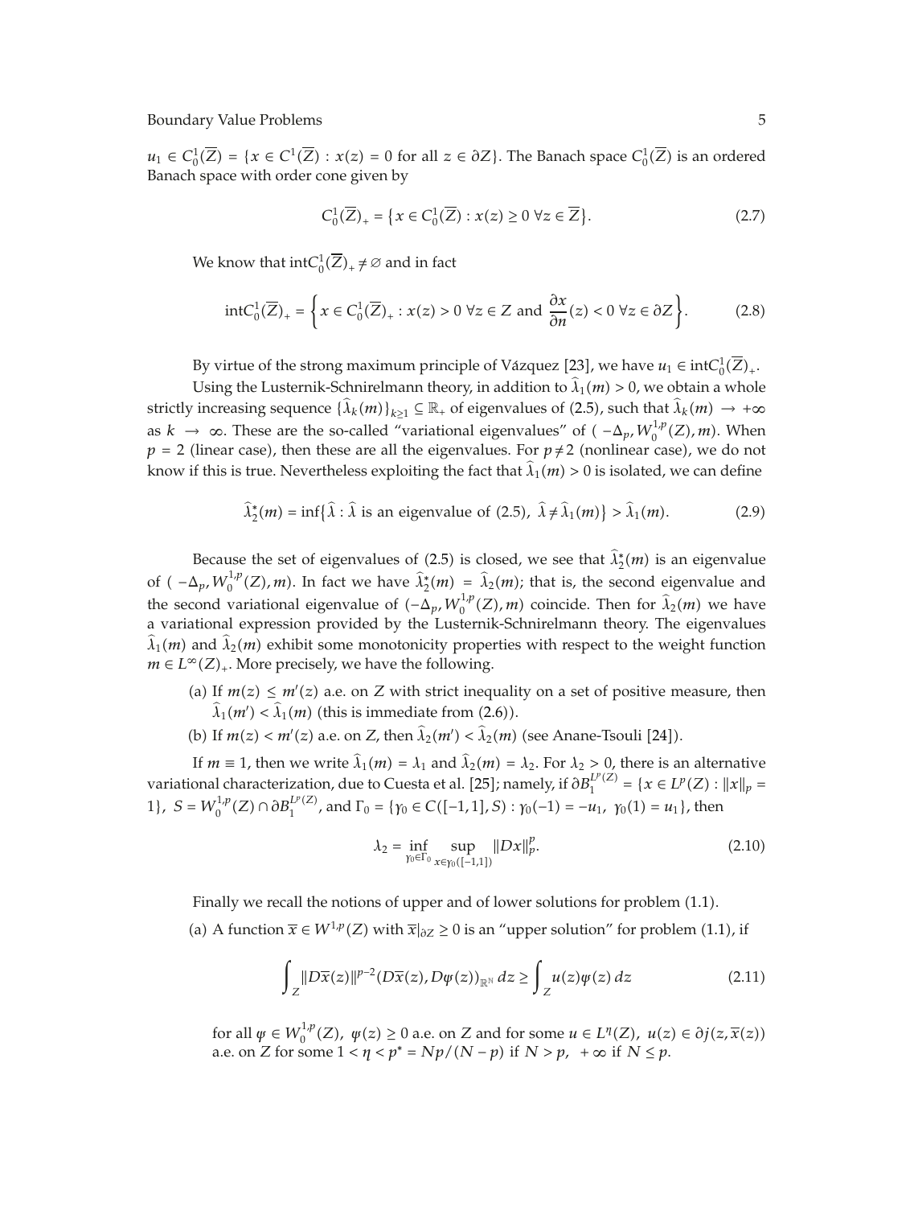$u_1 \in C_0^1(\overline{Z}) = \{x \in C^1(\overline{Z}) : x(z) = 0 \text{ for all } z \in \partial Z\}$. The Banach space $C_0^1(\overline{Z})$ is an ordered Banach space with order cone given by

$$C_0^1(\overline{Z})_+ = \{x \in C_0^1(\overline{Z}) : x(z) \geq 0 \ \forall z \in \overline{Z}\}. \tag{2.7}$$

We know that $\operatorname{int} C_0^1(\overline{Z})_+ \neq \varnothing$ and in fact

$$\operatorname{int} C_0^1(\overline{Z})_+ = \left\{x \in C_0^1(\overline{Z})_+ : x(z) > 0 \ \forall z \in Z \text{ and } \frac{\partial x}{\partial n}(z) < 0 \ \forall z \in \partial Z\right\}. \tag{2.8}$$

By virtue of the strong maximum principle of Vázquez [23], we have $u_1 \in \operatorname{int} C_0^1(\overline{Z})_+$.

Using the Lusternik-Schnirelmann theory, in addition to $\widehat{\lambda}_1(m) > 0$, we obtain a whole strictly increasing sequence $\{\widehat{\lambda}_k(m)\}_{k \geq 1} \subseteq \mathbb{R}_+$ of eigenvalues of (2.5), such that $\widehat{\lambda}_k(m) \to +\infty$ as $k \to \infty$. These are the so-called "variational eigenvalues" of $(-\Delta_p, W_0^{1,p}(Z), m)$. When $p = 2$ (linear case), then these are all the eigenvalues. For $p \neq 2$ (nonlinear case), we do not know if this is true. Nevertheless exploiting the fact that $\widehat{\lambda}_1(m) > 0$ is isolated, we can define

$$\widehat{\lambda}_2^*(m) = \inf\{\widehat{\lambda} : \widehat{\lambda} \text{ is an eigenvalue of (2.5)}, \ \widehat{\lambda} \neq \widehat{\lambda}_1(m)\} > \widehat{\lambda}_1(m). \tag{2.9}$$

Because the set of eigenvalues of (2.5) is closed, we see that $\widehat{\lambda}_2^*(m)$ is an eigenvalue of $(-\Delta_p, W_0^{1,p}(Z), m)$. In fact we have $\widehat{\lambda}_2^*(m) = \widehat{\lambda}_2(m)$; that is, the second eigenvalue and the second variational eigenvalue of $(-\Delta_p, W_0^{1,p}(Z), m)$ coincide. Then for $\widehat{\lambda}_2(m)$ we have a variational expression provided by the Lusternik-Schnirelmann theory. The eigenvalues $\widehat{\lambda}_1(m)$ and $\widehat{\lambda}_2(m)$ exhibit some monotonicity properties with respect to the weight function $m \in L^\infty(Z)_+$. More precisely, we have the following.

(a) If $m(z) \leq m'(z)$ a.e. on $Z$ with strict inequality on a set of positive measure, then $\widehat{\lambda}_1(m') < \widehat{\lambda}_1(m)$ (this is immediate from (2.6)).

(b) If $m(z) < m'(z)$ a.e. on $Z$, then $\widehat{\lambda}_2(m') < \widehat{\lambda}_2(m)$ (see Anane-Tsouli [24]).

If $m \equiv 1$, then we write $\widehat{\lambda}_1(m) = \lambda_1$ and $\widehat{\lambda}_2(m) = \lambda_2$. For $\lambda_2 > 0$, there is an alternative variational characterization, due to Cuesta et al. [25]; namely, if $\partial B_1^{L^p(Z)} = \{x \in L^p(Z) : \|x\|_p = 1\}$, $S = W_0^{1,p}(Z) \cap \partial B_1^{L^p(Z)}$, and $\Gamma_0 = \{\gamma_0 \in C([-1,1], S) : \gamma_0(-1) = -u_1, \ \gamma_0(1) = u_1\}$, then

$$\lambda_2 = \inf_{\gamma_0 \in \Gamma_0} \sup_{x \in \gamma_0([-1,1])} \|Dx\|_p^p. \tag{2.10}$$

Finally we recall the notions of upper and of lower solutions for problem (1.1).

(a) A function $\overline{x} \in W^{1,p}(Z)$ with $\overline{x}|_{\partial Z} \geq 0$ is an "upper solution" for problem (1.1), if

$$\int_Z \|D\overline{x}(z)\|^{p-2}(D\overline{x}(z), D\psi(z))_{\mathbb{R}^N}\, dz \geq \int_Z u(z)\psi(z)\, dz \tag{2.11}$$

for all $\psi \in W_0^{1,p}(Z)$, $\psi(z) \geq 0$ a.e. on $Z$ and for some $u \in L^\eta(Z)$, $u(z) \in \partial j(z, \overline{x}(z))$ a.e. on $Z$ for some $1 < \eta < p^* = Np/(N-p)$ if $N > p$, $+\infty$ if $N \leq p$.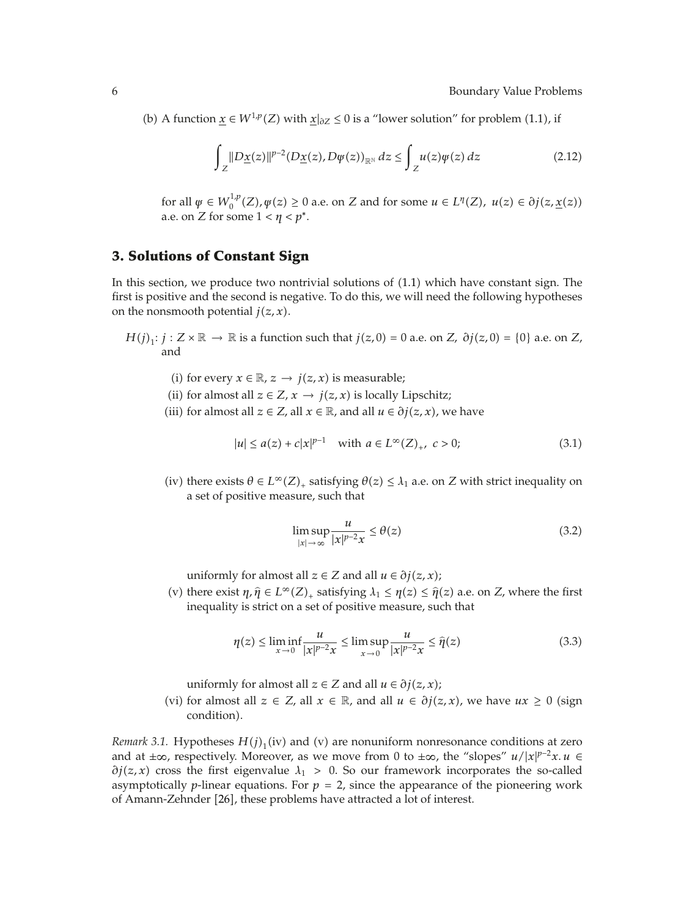(b) A function $\underline{x} \in W^{1,p}(Z)$ with $\underline{x}|_{\partial Z} \leq 0$ is a "lower solution" for problem (1.1), if

$$\int_Z \|D\underline{x}(z)\|^{p-2}(D\underline{x}(z), D\psi(z))_{\mathbb{R}^N}\, dz \leq \int_Z u(z)\psi(z)\, dz \tag{2.12}$$

for all $\psi \in W_0^{1,p}(Z), \psi(z) \geq 0$ a.e. on $Z$ and for some $u \in L^{\eta}(Z)$, $u(z) \in \partial j(z, \underline{x}(z))$ a.e. on $Z$ for some $1 < \eta < p^*$.

## 3. Solutions of Constant Sign

In this section, we produce two nontrivial solutions of (1.1) which have constant sign. The first is positive and the second is negative. To do this, we will need the following hypotheses on the nonsmooth potential $j(z, x)$.

$H(j)_1$: $j : Z \times \mathbb{R} \to \mathbb{R}$ is a function such that $j(z, 0) = 0$ a.e. on $Z$, $\partial j(z, 0) = \{0\}$ a.e. on $Z$, and

(i) for every $x \in \mathbb{R}$, $z \to j(z, x)$ is measurable;

(ii) for almost all $z \in Z$, $x \to j(z, x)$ is locally Lipschitz;

(iii) for almost all $z \in Z$, all $x \in \mathbb{R}$, and all $u \in \partial j(z, x)$, we have

$$|u| \leq a(z) + c|x|^{p-1} \quad \text{with } a \in L^{\infty}(Z)_+,\ c > 0; \tag{3.1}$$

(iv) there exists $\theta \in L^{\infty}(Z)_+$ satisfying $\theta(z) \leq \lambda_1$ a.e. on $Z$ with strict inequality on a set of positive measure, such that

$$\limsup_{|x| \to \infty} \frac{u}{|x|^{p-2}x} \leq \theta(z) \tag{3.2}$$

uniformly for almost all $z \in Z$ and all $u \in \partial j(z, x)$;

(v) there exist $\eta, \widehat{\eta} \in L^{\infty}(Z)_+$ satisfying $\lambda_1 \leq \eta(z) \leq \widehat{\eta}(z)$ a.e. on $Z$, where the first inequality is strict on a set of positive measure, such that

$$\eta(z) \leq \liminf_{x \to 0} \frac{u}{|x|^{p-2}x} \leq \limsup_{x \to 0} \frac{u}{|x|^{p-2}x} \leq \widehat{\eta}(z) \tag{3.3}$$

uniformly for almost all $z \in Z$ and all $u \in \partial j(z, x)$;

(vi) for almost all $z \in Z$, all $x \in \mathbb{R}$, and all $u \in \partial j(z, x)$, we have $ux \geq 0$ (sign condition).

*Remark 3.1.* Hypotheses $H(j)_1$(iv) and (v) are nonuniform nonresonance conditions at zero and at $\pm\infty$, respectively. Moreover, as we move from 0 to $\pm\infty$, the "slopes" $u/|x|^{p-2}x. u \in \partial j(z, x)$ cross the first eigenvalue $\lambda_1 > 0$. So our framework incorporates the so-called asymptotically $p$-linear equations. For $p = 2$, since the appearance of the pioneering work of Amann-Zehnder [26], these problems have attracted a lot of interest.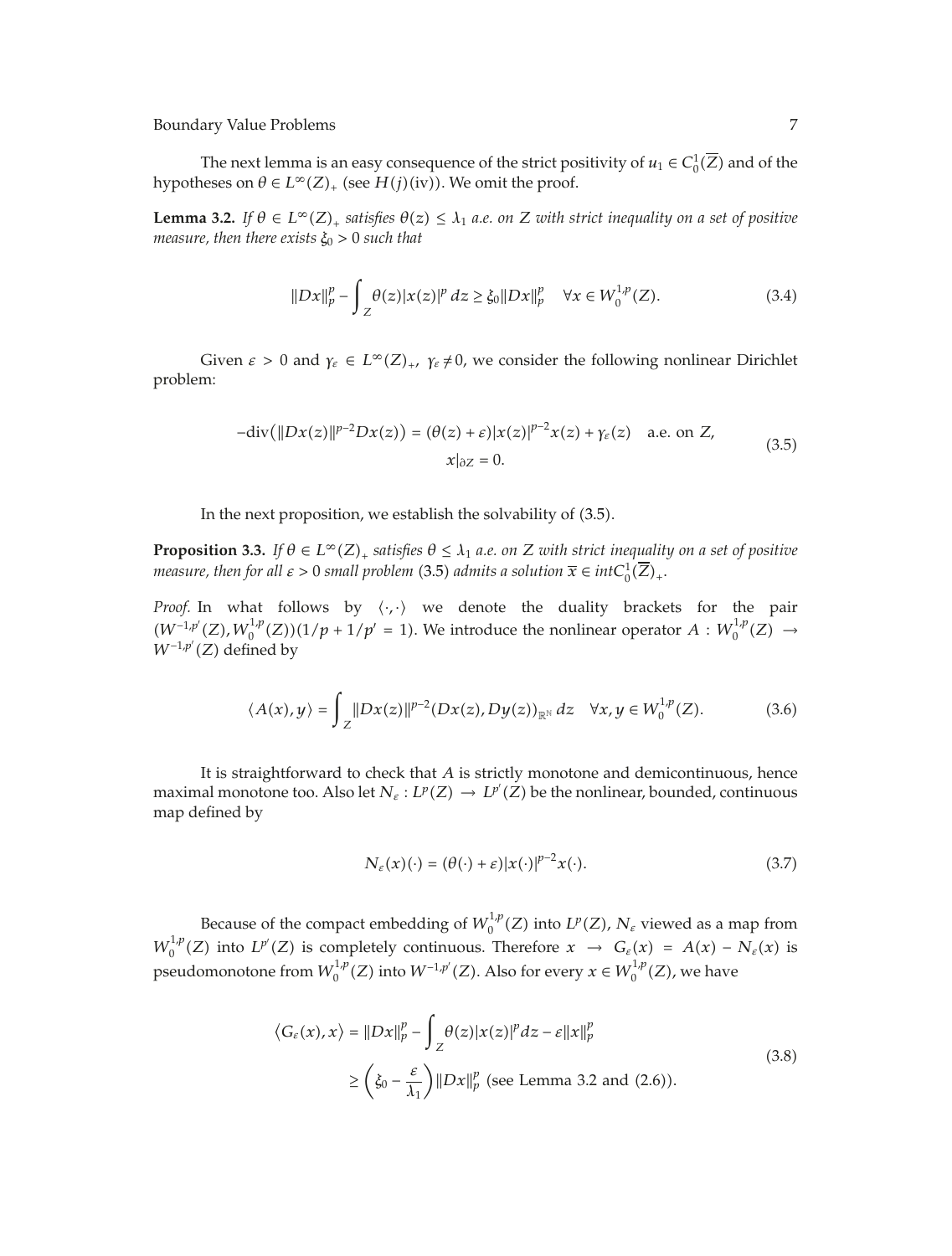The next lemma is an easy consequence of the strict positivity of $u_1 \in C_0^1(\overline{Z})$ and of the hypotheses on $\theta \in L^\infty(Z)_+$ (see $H(j)$(iv)). We omit the proof.

**Lemma 3.2.** *If $\theta \in L^\infty(Z)_+$ satisfies $\theta(z) \leq \lambda_1$ a.e. on $Z$ with strict inequality on a set of positive measure, then there exists $\xi_0 > 0$ such that*

$$\|Dx\|_p^p - \int_Z \theta(z)|x(z)|^p \, dz \geq \xi_0 \|Dx\|_p^p \quad \forall x \in W_0^{1,p}(Z). \tag{3.4}$$

Given $\varepsilon > 0$ and $\gamma_\varepsilon \in L^\infty(Z)_+$, $\gamma_\varepsilon \neq 0$, we consider the following nonlinear Dirichlet problem:

$$\begin{gathered} -\operatorname{div}\left(\|Dx(z)\|^{p-2}Dx(z)\right) = (\theta(z) + \varepsilon)|x(z)|^{p-2}x(z) + \gamma_\varepsilon(z) \quad \text{a.e. on } Z, \\ x|_{\partial Z} = 0. \end{gathered} \tag{3.5}$$

In the next proposition, we establish the solvability of (3.5).

**Proposition 3.3.** *If $\theta \in L^\infty(Z)_+$ satisfies $\theta \leq \lambda_1$ a.e. on $Z$ with strict inequality on a set of positive measure, then for all $\varepsilon > 0$ small problem (3.5) admits a solution $\overline{x} \in \operatorname{int} C_0^1(\overline{Z})_+$.*

*Proof.* In what follows by $\langle \cdot, \cdot \rangle$ we denote the duality brackets for the pair $(W^{-1,p'}(Z), W_0^{1,p}(Z))(1/p + 1/p' = 1)$. We introduce the nonlinear operator $A : W_0^{1,p}(Z) \to W^{-1,p'}(Z)$ defined by

$$\langle A(x), y \rangle = \int_Z \|Dx(z)\|^{p-2}(Dx(z), Dy(z))_{\mathbb{R}^N} \, dz \quad \forall x, y \in W_0^{1,p}(Z). \tag{3.6}$$

It is straightforward to check that $A$ is strictly monotone and demicontinuous, hence maximal monotone too. Also let $N_\varepsilon : L^p(Z) \to L^{p'}(Z)$ be the nonlinear, bounded, continuous map defined by

$$N_\varepsilon(x)(\cdot) = (\theta(\cdot) + \varepsilon)|x(\cdot)|^{p-2}x(\cdot). \tag{3.7}$$

Because of the compact embedding of $W_0^{1,p}(Z)$ into $L^p(Z)$, $N_\varepsilon$ viewed as a map from $W_0^{1,p}(Z)$ into $L^{p'}(Z)$ is completely continuous. Therefore $x \to G_\varepsilon(x) = A(x) - N_\varepsilon(x)$ is pseudomonotone from $W_0^{1,p}(Z)$ into $W^{-1,p'}(Z)$. Also for every $x \in W_0^{1,p}(Z)$, we have

$$\begin{aligned} \langle G_\varepsilon(x), x \rangle &= \|Dx\|_p^p - \int_Z \theta(z)|x(z)|^p dz - \varepsilon\|x\|_p^p \\ &\geq \left(\xi_0 - \frac{\varepsilon}{\lambda_1}\right)\|Dx\|_p^p \text{ (see Lemma 3.2 and (2.6))}. \end{aligned} \tag{3.8}$$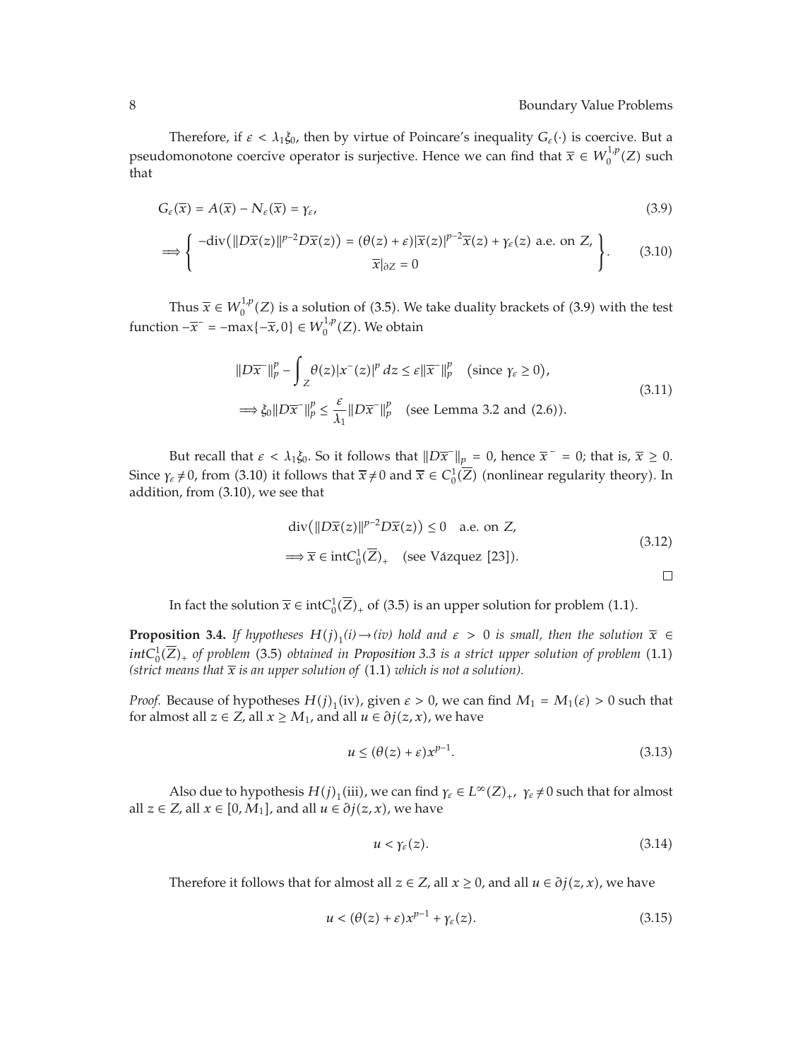Therefore, if $\varepsilon < \lambda_1 \xi_0$, then by virtue of Poincare's inequality $G_\varepsilon(\cdot)$ is coercive. But a pseudomonotone coercive operator is surjective. Hence we can find that $\overline{x} \in W_0^{1,p}(Z)$ such that

$$G_\varepsilon(\overline{x}) = A(\overline{x}) - N_\varepsilon(\overline{x}) = \gamma_\varepsilon, \tag{3.9}$$

$$\Longrightarrow \left\{ \begin{array}{c} -\operatorname{div}\left(\|D\overline{x}(z)\|^{p-2} D\overline{x}(z)\right) = (\theta(z) + \varepsilon)|\overline{x}(z)|^{p-2}\overline{x}(z) + \gamma_\varepsilon(z) \text{ a.e. on } Z, \\ \overline{x}|_{\partial Z} = 0 \end{array} \right\}. \tag{3.10}$$

Thus $\overline{x} \in W_0^{1,p}(Z)$ is a solution of (3.5). We take duality brackets of (3.9) with the test function $-\overline{x}^- = -\max\{-\overline{x}, 0\} \in W_0^{1,p}(Z)$. We obtain

$$\begin{aligned} &\|D\overline{x}^-\|_p^p - \int_Z \theta(z)|x^-(z)|^p \, dz \le \varepsilon \|\overline{x}^-\|_p^p \quad (\text{since } \gamma_\varepsilon \ge 0), \\ &\Longrightarrow \xi_0 \|D\overline{x}^-\|_p^p \le \frac{\varepsilon}{\lambda_1} \|D\overline{x}^-\|_p^p \quad (\text{see Lemma 3.2 and (2.6)}). \end{aligned} \tag{3.11}$$

But recall that $\varepsilon < \lambda_1 \xi_0$. So it follows that $\|D\overline{x}^-\|_p = 0$, hence $\overline{x}^- = 0$; that is, $\overline{x} \ge 0$. Since $\gamma_\varepsilon \ne 0$, from (3.10) it follows that $\overline{x} \ne 0$ and $\overline{x} \in C_0^1(\overline{Z})$ (nonlinear regularity theory). In addition, from (3.10), we see that

$$\begin{aligned} &\operatorname{div}\left(\|D\overline{x}(z)\|^{p-2} D\overline{x}(z)\right) \le 0 \quad \text{a.e. on } Z, \\ &\Longrightarrow \overline{x} \in \operatorname{int} C_0^1(\overline{Z})_+ \quad (\text{see Vázquez [23]}). \end{aligned} \tag{3.12}$$

□

In fact the solution $\overline{x} \in \operatorname{int} C_0^1(\overline{Z})_+$ of (3.5) is an upper solution for problem (1.1).

**Proposition 3.4.** *If hypotheses $H(j)_1$(i)→(iv) hold and $\varepsilon > 0$ is small, then the solution $\overline{x} \in \operatorname{int} C_0^1(\overline{Z})_+$ of problem* (3.5) *obtained in Proposition 3.3 is a strict upper solution of problem* (1.1) *(strict means that $\overline{x}$ is an upper solution of* (1.1) *which is not a solution).*

*Proof.* Because of hypotheses $H(j)_1$(iv), given $\varepsilon > 0$, we can find $M_1 = M_1(\varepsilon) > 0$ such that for almost all $z \in Z$, all $x \ge M_1$, and all $u \in \partial j(z, x)$, we have

$$u \le (\theta(z) + \varepsilon)x^{p-1}. \tag{3.13}$$

Also due to hypothesis $H(j)_1$(iii), we can find $\gamma_\varepsilon \in L^\infty(Z)_+$, $\gamma_\varepsilon \ne 0$ such that for almost all $z \in Z$, all $x \in [0, M_1]$, and all $u \in \partial j(z, x)$, we have

$$u < \gamma_\varepsilon(z). \tag{3.14}$$

Therefore it follows that for almost all $z \in Z$, all $x \ge 0$, and all $u \in \partial j(z, x)$, we have

$$u < (\theta(z) + \varepsilon)x^{p-1} + \gamma_\varepsilon(z). \tag{3.15}$$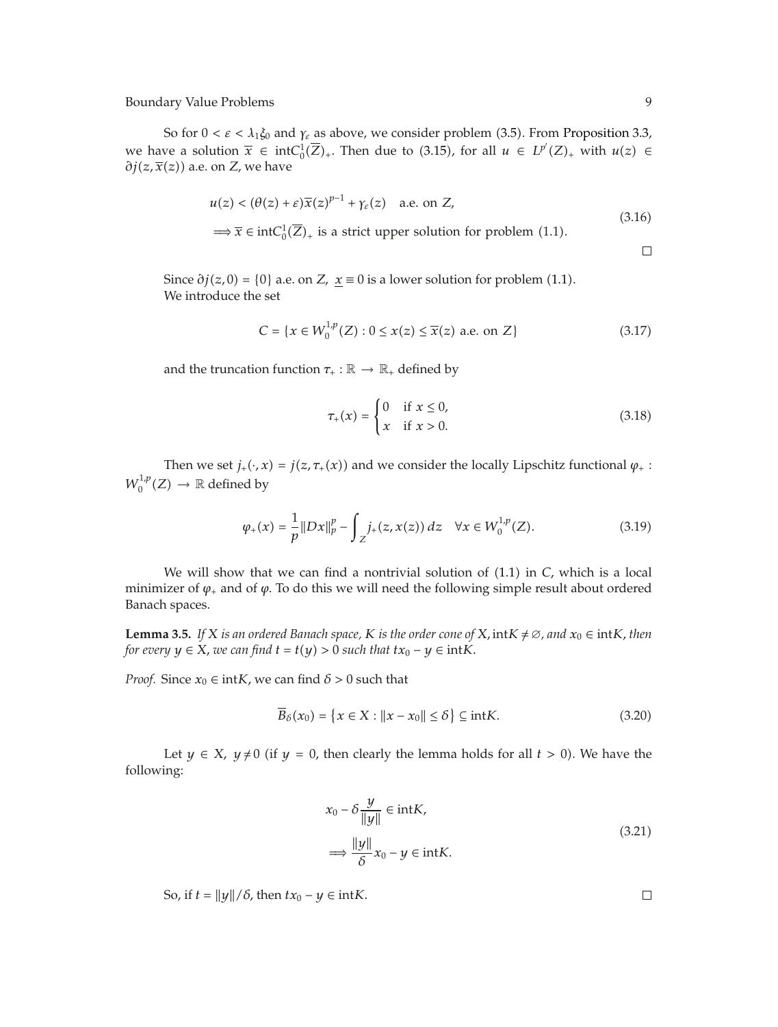So for $0 < \varepsilon < \lambda_1 \xi_0$ and $\gamma_\varepsilon$ as above, we consider problem (3.5). From Proposition 3.3, we have a solution $\overline{x} \in \operatorname{int} C_0^1(\overline{Z})_+$. Then due to (3.15), for all $u \in L^{p'}(Z)_+$ with $u(z) \in \partial j(z, \overline{x}(z))$ a.e. on $Z$, we have

$$
\begin{gathered}
u(z) < (\theta(z) + \varepsilon)\overline{x}(z)^{p-1} + \gamma_\varepsilon(z) \quad \text{a.e. on } Z, \\
\Longrightarrow \overline{x} \in \operatorname{int} C_0^1(\overline{Z})_+ \text{ is a strict upper solution for problem (1.1).}
\end{gathered}
\tag{3.16}
$$

□

Since $\partial j(z, 0) = \{0\}$ a.e. on $Z$, $\underline{x} \equiv 0$ is a lower solution for problem (1.1).
We introduce the set

$$
C = \{x \in W_0^{1,p}(Z) : 0 \leq x(z) \leq \overline{x}(z) \text{ a.e. on } Z\}
\tag{3.17}
$$

and the truncation function $\tau_+ : \mathbb{R} \to \mathbb{R}_+$ defined by

$$
\tau_+(x) = \begin{cases} 0 & \text{if } x \leq 0, \\ x & \text{if } x > 0. \end{cases}
\tag{3.18}
$$

Then we set $j_+(\cdot, x) = j(z, \tau_+(x))$ and we consider the locally Lipschitz functional $\varphi_+ : W_0^{1,p}(Z) \to \mathbb{R}$ defined by

$$
\varphi_+(x) = \frac{1}{p}\|Dx\|_p^p - \int_Z j_+(z, x(z))\, dz \quad \forall x \in W_0^{1,p}(Z).
\tag{3.19}
$$

We will show that we can find a nontrivial solution of (1.1) in $C$, which is a local minimizer of $\varphi_+$ and of $\varphi$. To do this we will need the following simple result about ordered Banach spaces.

**Lemma 3.5.** *If $X$ is an ordered Banach space, $K$ is the order cone of $X$, $\operatorname{int} K \neq \varnothing$, and $x_0 \in \operatorname{int} K$, then for every $y \in X$, we can find $t = t(y) > 0$ such that $t x_0 - y \in \operatorname{int} K$.*

*Proof.* Since $x_0 \in \operatorname{int} K$, we can find $\delta > 0$ such that

$$
\overline{B}_\delta(x_0) = \{x \in X : \|x - x_0\| \leq \delta\} \subseteq \operatorname{int} K.
\tag{3.20}
$$

Let $y \in X$, $y \neq 0$ (if $y = 0$, then clearly the lemma holds for all $t > 0$). We have the following:

$$
\begin{gathered}
x_0 - \delta \frac{y}{\|y\|} \in \operatorname{int} K, \\
\Longrightarrow \frac{\|y\|}{\delta} x_0 - y \in \operatorname{int} K.
\end{gathered}
\tag{3.21}
$$

So, if $t = \|y\|/\delta$, then $t x_0 - y \in \operatorname{int} K$. □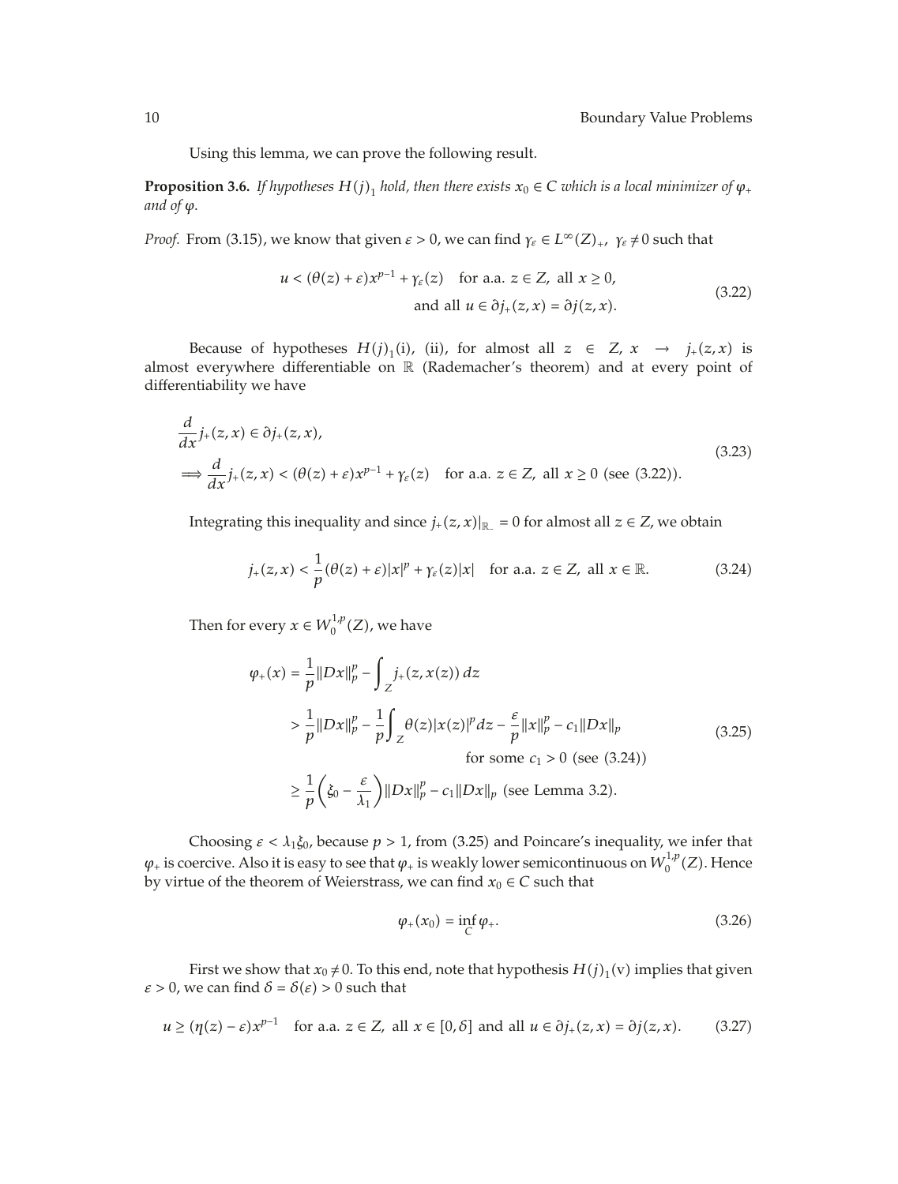Using this lemma, we can prove the following result.

**Proposition 3.6.** *If hypotheses $H(j)_1$ hold, then there exists $x_0 \in C$ which is a local minimizer of $\varphi_+$ and of $\varphi$.*

*Proof.* From (3.15), we know that given $\varepsilon > 0$, we can find $\gamma_\varepsilon \in L^\infty(Z)_+$, $\gamma_\varepsilon \neq 0$ such that

$$u < (\theta(z) + \varepsilon)x^{p-1} + \gamma_\varepsilon(z) \quad \text{for a.a. } z \in Z, \text{ all } x \geq 0, \\ \text{and all } u \in \partial j_+(z,x) = \partial j(z,x). \tag{3.22}$$

Because of hypotheses $H(j)_1$(i), (ii), for almost all $z \in Z$, $x \to j_+(z,x)$ is almost everywhere differentiable on $\mathbb{R}$ (Rademacher's theorem) and at every point of differentiability we have

$$\frac{d}{dx} j_+(z,x) \in \partial j_+(z,x), \\ \Longrightarrow \frac{d}{dx} j_+(z,x) < (\theta(z) + \varepsilon)x^{p-1} + \gamma_\varepsilon(z) \quad \text{for a.a. } z \in Z, \text{ all } x \geq 0 \text{ (see (3.22))}. \tag{3.23}$$

Integrating this inequality and since $j_+(z,x)|_{\mathbb{R}_-} = 0$ for almost all $z \in Z$, we obtain

$$j_+(z,x) < \frac{1}{p}(\theta(z) + \varepsilon)|x|^p + \gamma_\varepsilon(z)|x| \quad \text{for a.a. } z \in Z, \text{ all } x \in \mathbb{R}. \tag{3.24}$$

Then for every $x \in W_0^{1,p}(Z)$, we have

$$\begin{aligned} \varphi_+(x) &= \frac{1}{p}\|Dx\|_p^p - \int_Z j_+(z,x(z))\,dz \\ &> \frac{1}{p}\|Dx\|_p^p - \frac{1}{p}\int_Z \theta(z)|x(z)|^p dz - \frac{\varepsilon}{p}\|x\|_p^p - c_1\|Dx\|_p \\ &\qquad\qquad \text{for some } c_1 > 0 \text{ (see (3.24))} \\ &\geq \frac{1}{p}\left(\xi_0 - \frac{\varepsilon}{\lambda_1}\right)\|Dx\|_p^p - c_1\|Dx\|_p \text{ (see Lemma 3.2)}. \end{aligned} \tag{3.25}$$

Choosing $\varepsilon < \lambda_1 \xi_0$, because $p > 1$, from (3.25) and Poincare's inequality, we infer that $\varphi_+$ is coercive. Also it is easy to see that $\varphi_+$ is weakly lower semicontinuous on $W_0^{1,p}(Z)$. Hence by virtue of the theorem of Weierstrass, we can find $x_0 \in C$ such that

$$\varphi_+(x_0) = \inf_C \varphi_+. \tag{3.26}$$

First we show that $x_0 \neq 0$. To this end, note that hypothesis $H(j)_1$(v) implies that given $\varepsilon > 0$, we can find $\delta = \delta(\varepsilon) > 0$ such that

$$u \geq (\eta(z) - \varepsilon)x^{p-1} \quad \text{for a.a. } z \in Z, \text{ all } x \in [0,\delta] \text{ and all } u \in \partial j_+(z,x) = \partial j(z,x). \tag{3.27}$$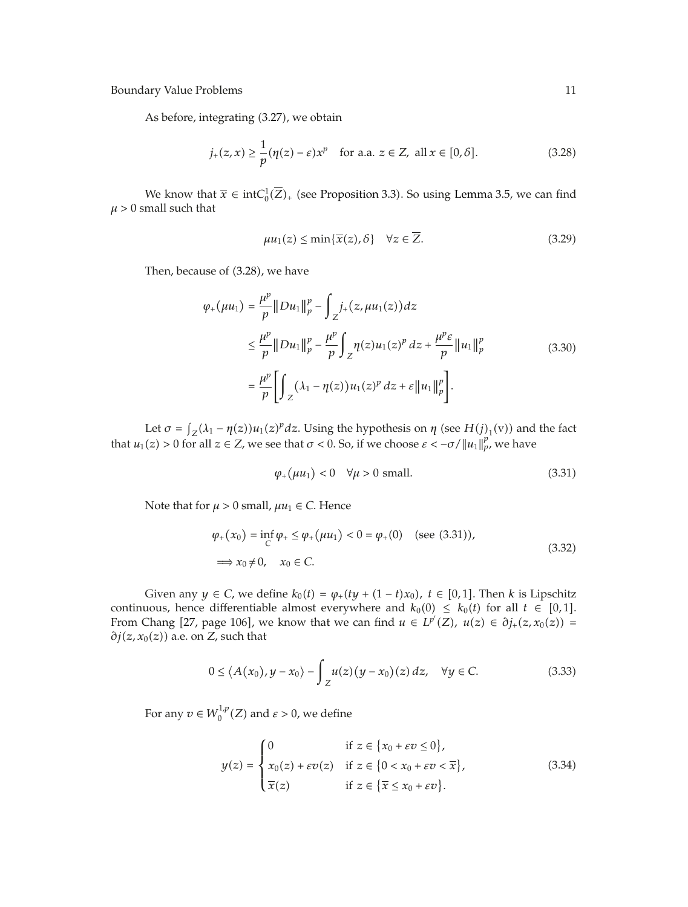As before, integrating (3.27), we obtain

$$j_+(z,x) \geq \frac{1}{p}(\eta(z)-\varepsilon)x^p \quad \text{for a.a. } z \in Z, \text{ all } x \in [0,\delta]. \tag{3.28}$$

We know that $\overline{x} \in \operatorname{int}C_0^1(\overline{Z})_+$ (see Proposition 3.3). So using Lemma 3.5, we can find $\mu > 0$ small such that

$$\mu u_1(z) \leq \min\{\overline{x}(z), \delta\} \quad \forall z \in \overline{Z}. \tag{3.29}$$

Then, because of (3.28), we have

$$\begin{aligned}
\varphi_+(\mu u_1) &= \frac{\mu^p}{p}\|Du_1\|_p^p - \int_Z j_+(z, \mu u_1(z))dz \\
&\leq \frac{\mu^p}{p}\|Du_1\|_p^p - \frac{\mu^p}{p}\int_Z \eta(z)u_1(z)^p\,dz + \frac{\mu^p\varepsilon}{p}\|u_1\|_p^p \\
&= \frac{\mu^p}{p}\left[\int_Z (\lambda_1 - \eta(z))u_1(z)^p\,dz + \varepsilon\|u_1\|_p^p\right].
\end{aligned} \tag{3.30}$$

Let $\sigma = \int_Z (\lambda_1 - \eta(z))u_1(z)^p dz$. Using the hypothesis on $\eta$ (see $H(j)_1$(v)) and the fact that $u_1(z) > 0$ for all $z \in Z$, we see that $\sigma < 0$. So, if we choose $\varepsilon < -\sigma/\|u_1\|_p^p$, we have

$$\varphi_+(\mu u_1) < 0 \quad \forall \mu > 0 \text{ small}. \tag{3.31}$$

Note that for $\mu > 0$ small, $\mu u_1 \in C$. Hence

$$\begin{aligned}
&\varphi_+(x_0) = \inf_C \varphi_+ \leq \varphi_+(\mu u_1) < 0 = \varphi_+(0) \quad (\text{see } (3.31)), \\
&\Longrightarrow x_0 \neq 0, \quad x_0 \in C.
\end{aligned} \tag{3.32}$$

Given any $y \in C$, we define $k_0(t) = \varphi_+(ty + (1-t)x_0)$, $t \in [0,1]$. Then $k$ is Lipschitz continuous, hence differentiable almost everywhere and $k_0(0) \leq k_0(t)$ for all $t \in [0,1]$. From Chang [27, page 106], we know that we can find $u \in L^{p'}(Z)$, $u(z) \in \partial j_+(z, x_0(z)) = \partial j(z, x_0(z))$ a.e. on $Z$, such that

$$0 \leq \langle A(x_0), y - x_0\rangle - \int_Z u(z)(y - x_0)(z)\,dz, \quad \forall y \in C. \tag{3.33}$$

For any $v \in W_0^{1,p}(Z)$ and $\varepsilon > 0$, we define

$$y(z) = \begin{cases} 0 & \text{if } z \in \{x_0 + \varepsilon v \leq 0\}, \\ x_0(z) + \varepsilon v(z) & \text{if } z \in \{0 < x_0 + \varepsilon v < \overline{x}\}, \\ \overline{x}(z) & \text{if } z \in \{\overline{x} \leq x_0 + \varepsilon v\}. \end{cases} \tag{3.34}$$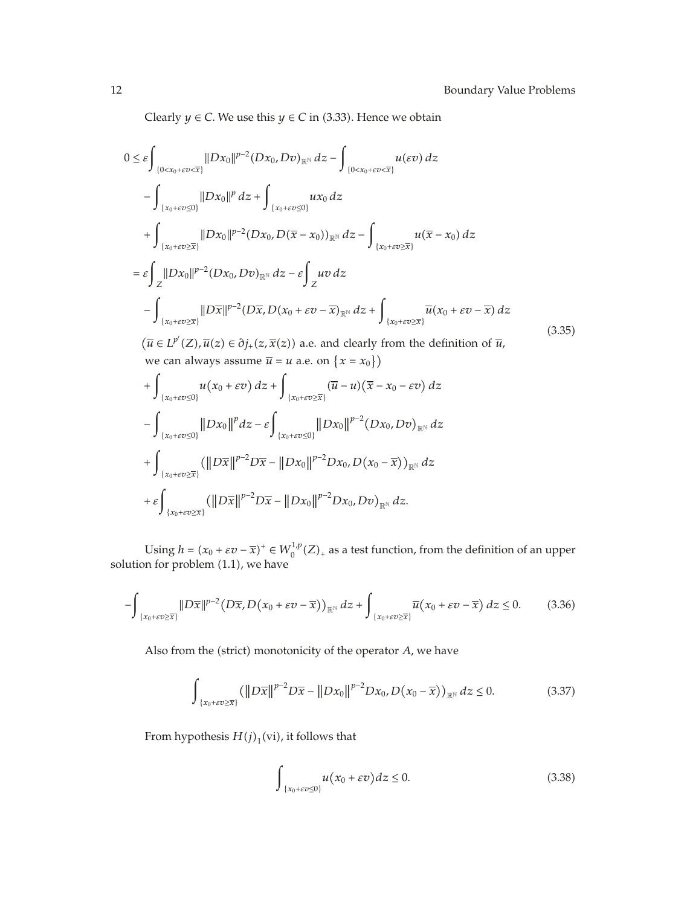Clearly $y \in C$. We use this $y \in C$ in (3.33). Hence we obtain

$$
\begin{aligned}
0 \leq\ & \varepsilon \int_{\{0<x_0+\varepsilon v<\overline{x}\}} \|Dx_0\|^{p-2} (Dx_0, Dv)_{\mathbb{R}^N}\, dz - \int_{\{0<x_0+\varepsilon v<\overline{x}\}} u(\varepsilon v)\, dz \\
& - \int_{\{x_0+\varepsilon v \leq 0\}} \|Dx_0\|^p\, dz + \int_{\{x_0+\varepsilon v \leq 0\}} u x_0\, dz \\
& + \int_{\{x_0+\varepsilon v \geq \overline{x}\}} \|Dx_0\|^{p-2} (Dx_0, D(\overline{x}-x_0))_{\mathbb{R}^N}\, dz - \int_{\{x_0+\varepsilon v \geq \overline{x}\}} u(\overline{x}-x_0)\, dz \\
=\ & \varepsilon \int_Z \|Dx_0\|^{p-2} (Dx_0, Dv)_{\mathbb{R}^N}\, dz - \varepsilon \int_Z uv\, dz \\
& - \int_{\{x_0+\varepsilon v \geq \overline{x}\}} \|D\overline{x}\|^{p-2} (D\overline{x}, D(x_0+\varepsilon v - \overline{x}))_{\mathbb{R}^N}\, dz + \int_{\{x_0+\varepsilon v \geq \overline{x}\}} \overline{u}(x_0+\varepsilon v - \overline{x})\, dz \\
& \left(\overline{u} \in L^{p'}(Z), \overline{u}(z) \in \partial j_+(z, \overline{x}(z)) \text{ a.e. and clearly from the definition of } \overline{u}, \right. \\
& \left. \text{we can always assume } \overline{u} = u \text{ a.e. on } \{x = x_0\}\right) \\
& + \int_{\{x_0+\varepsilon v \leq 0\}} u(x_0+\varepsilon v)\, dz + \int_{\{x_0+\varepsilon v \geq \overline{x}\}} (\overline{u}-u)(\overline{x}-x_0-\varepsilon v)\, dz \\
& - \int_{\{x_0+\varepsilon v \leq 0\}} \|Dx_0\|^p dz - \varepsilon \int_{\{x_0+\varepsilon v \leq 0\}} \|Dx_0\|^{p-2} (Dx_0, Dv)_{\mathbb{R}^N}\, dz \\
& + \int_{\{x_0+\varepsilon v \geq \overline{x}\}} \left(\|D\overline{x}\|^{p-2} D\overline{x} - \|Dx_0\|^{p-2} Dx_0, D(x_0-\overline{x})\right)_{\mathbb{R}^N}\, dz \\
& + \varepsilon \int_{\{x_0+\varepsilon v \geq \overline{x}\}} \left(\|D\overline{x}\|^{p-2} D\overline{x} - \|Dx_0\|^{p-2} Dx_0, Dv\right)_{\mathbb{R}^N}\, dz.
\end{aligned}
\tag{3.35}
$$

Using $h = (x_0 + \varepsilon v - \overline{x})^+ \in W_0^{1,p}(Z)_+$ as a test function, from the definition of an upper solution for problem (1.1), we have

$$
-\int_{\{x_0+\varepsilon v \geq \overline{x}\}} \|D\overline{x}\|^{p-2} \left(D\overline{x}, D(x_0+\varepsilon v - \overline{x})\right)_{\mathbb{R}^N}\, dz + \int_{\{x_0+\varepsilon v \geq \overline{x}\}} \overline{u}(x_0+\varepsilon v - \overline{x})\, dz \leq 0. \tag{3.36}
$$

Also from the (strict) monotonicity of the operator $A$, we have

$$
\int_{\{x_0+\varepsilon v \geq \overline{x}\}} \left(\|D\overline{x}\|^{p-2} D\overline{x} - \|Dx_0\|^{p-2} Dx_0, D(x_0-\overline{x})\right)_{\mathbb{R}^N}\, dz \leq 0. \tag{3.37}
$$

From hypothesis $H(j)_1$(vi), it follows that

$$
\int_{\{x_0+\varepsilon v \leq 0\}} u(x_0+\varepsilon v) dz \leq 0. \tag{3.38}
$$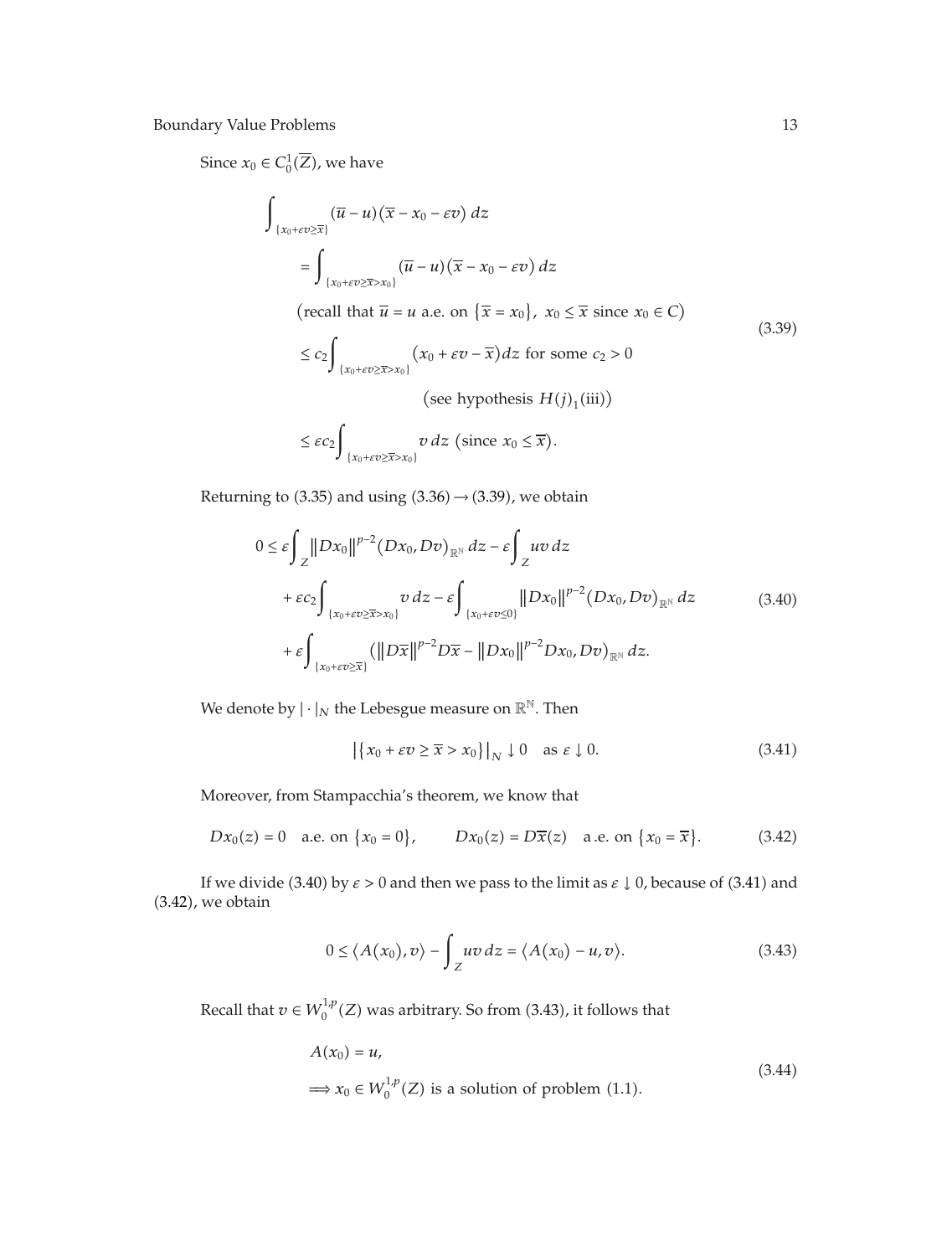Since $x_0 \in C_0^1(\overline{Z})$, we have

$$
\begin{aligned}
&\int_{\{x_0+\varepsilon v \geq \overline{x}\}} (\overline{u} - u)(\overline{x} - x_0 - \varepsilon v)\, dz \\
&\quad = \int_{\{x_0+\varepsilon v \geq \overline{x} > x_0\}} (\overline{u} - u)(\overline{x} - x_0 - \varepsilon v)\, dz \\
&\quad \left(\text{recall that } \overline{u} = u \text{ a.e. on } \{\overline{x} = x_0\},\ x_0 \leq \overline{x} \text{ since } x_0 \in C\right) \\
&\quad \leq c_2 \int_{\{x_0+\varepsilon v \geq \overline{x} > x_0\}} (x_0 + \varepsilon v - \overline{x})\, dz \text{ for some } c_2 > 0 \\
&\qquad\qquad \left(\text{see hypothesis } H(j)_1(\text{iii})\right) \\
&\quad \leq \varepsilon c_2 \int_{\{x_0+\varepsilon v \geq \overline{x} > x_0\}} v\, dz \ \left(\text{since } x_0 \leq \overline{x}\right).
\end{aligned}
\tag{3.39}
$$

Returning to (3.35) and using (3.36) $\rightarrow$ (3.39), we obtain

$$
\begin{aligned}
0 \leq\ & \varepsilon \int_Z \|Dx_0\|^{p-2}(Dx_0, Dv)_{\mathbb{R}^N}\, dz - \varepsilon \int_Z uv\, dz \\
& + \varepsilon c_2 \int_{\{x_0+\varepsilon v \geq \overline{x} > x_0\}} v\, dz - \varepsilon \int_{\{x_0+\varepsilon v \leq 0\}} \|Dx_0\|^{p-2}(Dx_0, Dv)_{\mathbb{R}^N}\, dz \\
& + \varepsilon \int_{\{x_0+\varepsilon v \geq \overline{x}\}} \left(\|D\overline{x}\|^{p-2}D\overline{x} - \|Dx_0\|^{p-2}Dx_0, Dv\right)_{\mathbb{R}^N}\, dz.
\end{aligned}
\tag{3.40}
$$

We denote by $|\cdot|_N$ the Lebesgue measure on $\mathbb{R}^N$. Then

$$
\left|\{x_0 + \varepsilon v \geq \overline{x} > x_0\}\right|_N \downarrow 0 \quad \text{as } \varepsilon \downarrow 0. \tag{3.41}
$$

Moreover, from Stampacchia's theorem, we know that

$$
Dx_0(z) = 0 \quad \text{a.e. on } \{x_0 = 0\}, \qquad Dx_0(z) = D\overline{x}(z) \quad \text{a.e. on } \{x_0 = \overline{x}\}. \tag{3.42}
$$

If we divide (3.40) by $\varepsilon > 0$ and then we pass to the limit as $\varepsilon \downarrow 0$, because of (3.41) and (3.42), we obtain

$$
0 \leq \langle A(x_0), v \rangle - \int_Z uv\, dz = \langle A(x_0) - u, v \rangle. \tag{3.43}
$$

Recall that $v \in W_0^{1,p}(Z)$ was arbitrary. So from (3.43), it follows that

$$
\begin{aligned}
& A(x_0) = u, \\
& \Longrightarrow x_0 \in W_0^{1,p}(Z) \text{ is a solution of problem (1.1).}
\end{aligned}
\tag{3.44}
$$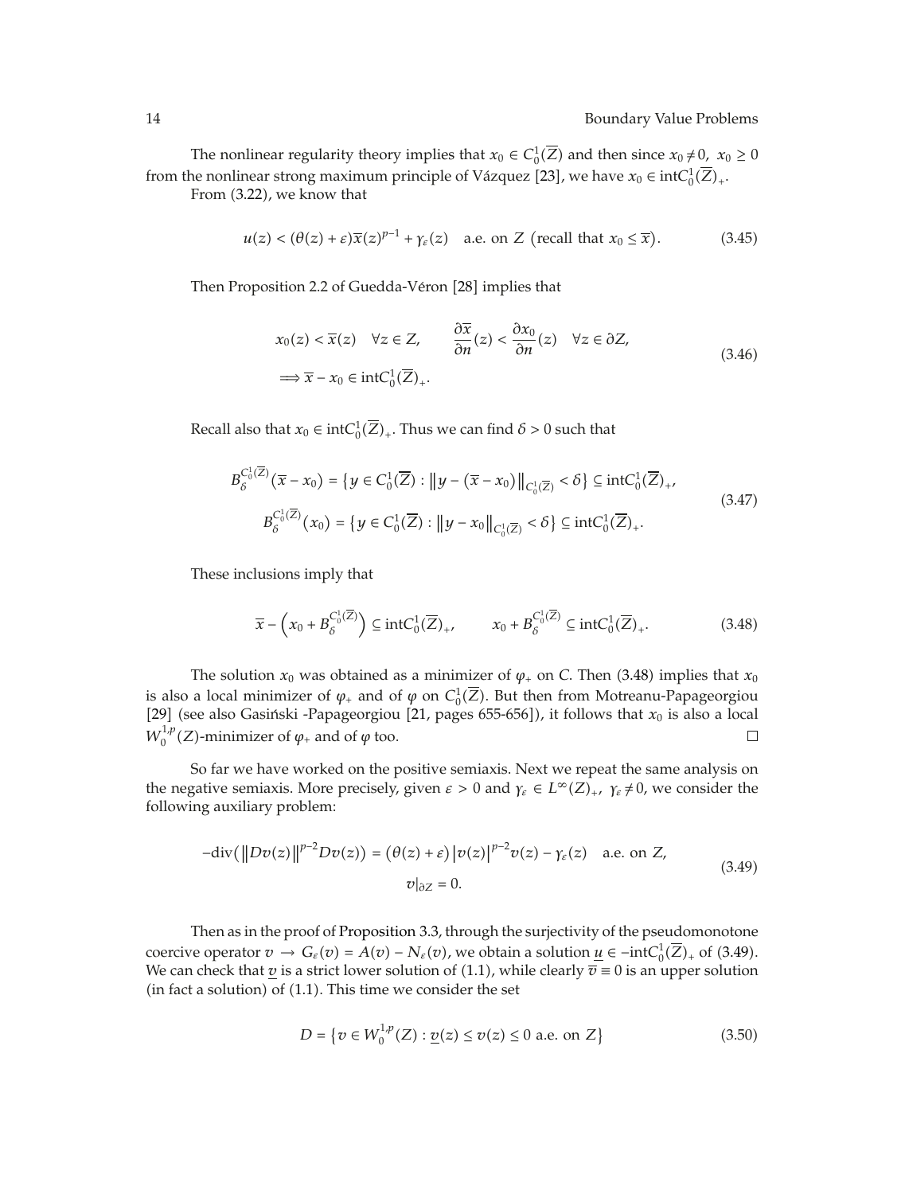The nonlinear regularity theory implies that $x_0 \in C_0^1(\overline{Z})$ and then since $x_0 \neq 0$, $x_0 \geq 0$ from the nonlinear strong maximum principle of Vázquez [23], we have $x_0 \in \operatorname{int} C_0^1(\overline{Z})_+$.

From (3.22), we know that

$$u(z) < (\theta(z) + \varepsilon)\overline{x}(z)^{p-1} + \gamma_\varepsilon(z) \quad \text{a.e. on } Z \text{ (recall that } x_0 \leq \overline{x}\text{)}. \tag{3.45}$$

Then Proposition 2.2 of Guedda-Véron [28] implies that

$$\begin{gathered} x_0(z) < \overline{x}(z) \quad \forall z \in Z, \qquad \frac{\partial \overline{x}}{\partial n}(z) < \frac{\partial x_0}{\partial n}(z) \quad \forall z \in \partial Z, \\ \Longrightarrow \overline{x} - x_0 \in \operatorname{int} C_0^1(\overline{Z})_+. \end{gathered} \tag{3.46}$$

Recall also that $x_0 \in \operatorname{int} C_0^1(\overline{Z})_+$. Thus we can find $\delta > 0$ such that

$$\begin{gathered} B_\delta^{C_0^1(\overline{Z})}(\overline{x} - x_0) = \left\{ y \in C_0^1(\overline{Z}) : \left\| y - (\overline{x} - x_0) \right\|_{C_0^1(\overline{Z})} < \delta \right\} \subseteq \operatorname{int} C_0^1(\overline{Z})_+, \\ B_\delta^{C_0^1(\overline{Z})}(x_0) = \left\{ y \in C_0^1(\overline{Z}) : \left\| y - x_0 \right\|_{C_0^1(\overline{Z})} < \delta \right\} \subseteq \operatorname{int} C_0^1(\overline{Z})_+. \end{gathered} \tag{3.47}$$

These inclusions imply that

$$\overline{x} - \left( x_0 + B_\delta^{C_0^1(\overline{Z})} \right) \subseteq \operatorname{int} C_0^1(\overline{Z})_+, \qquad x_0 + B_\delta^{C_0^1(\overline{Z})} \subseteq \operatorname{int} C_0^1(\overline{Z})_+. \tag{3.48}$$

The solution $x_0$ was obtained as a minimizer of $\varphi_+$ on $C$. Then (3.48) implies that $x_0$ is also a local minimizer of $\varphi_+$ and of $\varphi$ on $C_0^1(\overline{Z})$. But then from Motreanu-Papageorgiou [29] (see also Gasiński -Papageorgiou [21, pages 655-656]), it follows that $x_0$ is also a local $W_0^{1,p}(Z)$-minimizer of $\varphi_+$ and of $\varphi$ too. $\square$

So far we have worked on the positive semiaxis. Next we repeat the same analysis on the negative semiaxis. More precisely, given $\varepsilon > 0$ and $\gamma_\varepsilon \in L^\infty(Z)_+$, $\gamma_\varepsilon \neq 0$, we consider the following auxiliary problem:

$$\begin{gathered} -\operatorname{div}\left( \|Dv(z)\|^{p-2} Dv(z) \right) = \left( \theta(z) + \varepsilon \right) \left| v(z) \right|^{p-2} v(z) - \gamma_\varepsilon(z) \quad \text{a.e. on } Z, \\ v|_{\partial Z} = 0. \end{gathered} \tag{3.49}$$

Then as in the proof of Proposition 3.3, through the surjectivity of the pseudomonotone coercive operator $v \to G_\varepsilon(v) = A(v) - N_\varepsilon(v)$, we obtain a solution $\underline{u} \in -\operatorname{int} C_0^1(\overline{Z})_+$ of (3.49). We can check that $\underline{v}$ is a strict lower solution of (1.1), while clearly $\overline{v} \equiv 0$ is an upper solution (in fact a solution) of (1.1). This time we consider the set

$$D = \left\{ v \in W_0^{1,p}(Z) : \underline{v}(z) \leq v(z) \leq 0 \text{ a.e. on } Z \right\} \tag{3.50}$$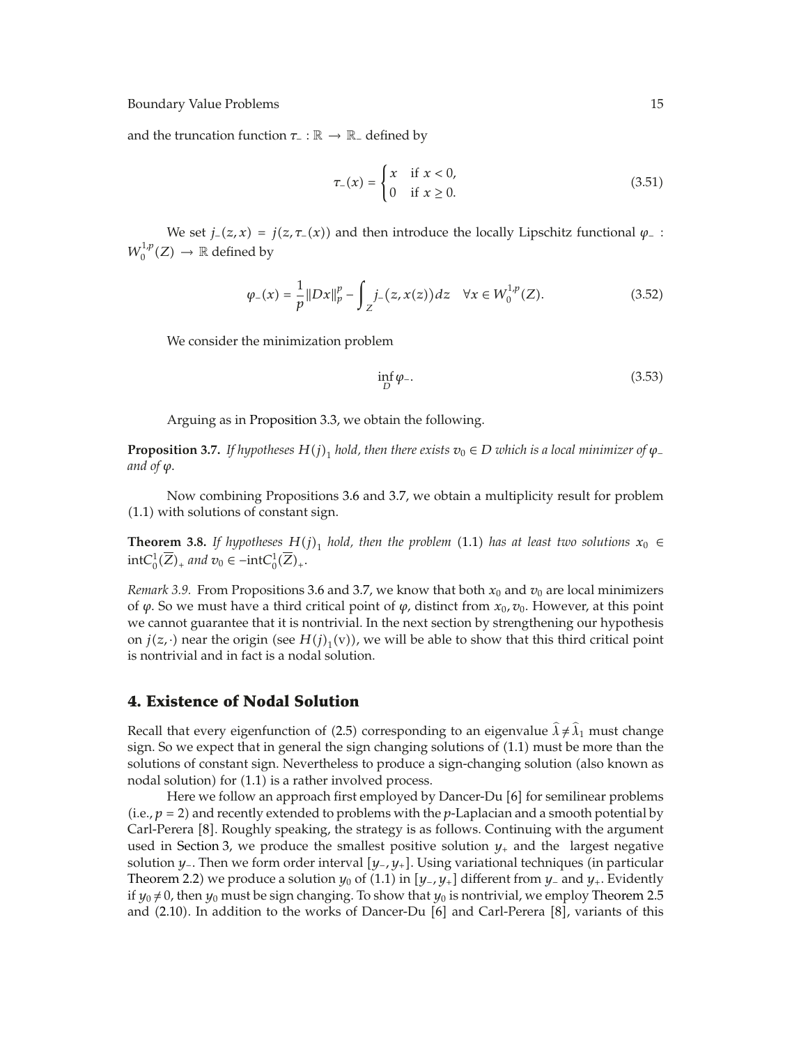and the truncation function $\tau_- : \mathbb{R} \to \mathbb{R}_-$ defined by

$$\tau_-(x) = \begin{cases} x & \text{if } x < 0, \\ 0 & \text{if } x \geq 0. \end{cases} \tag{3.51}$$

We set $j_-(z, x) = j(z, \tau_-(x))$ and then introduce the locally Lipschitz functional $\varphi_- : W_0^{1,p}(Z) \to \mathbb{R}$ defined by

$$\varphi_-(x) = \frac{1}{p}\|Dx\|_p^p - \int_Z j_-(z, x(z))dz \quad \forall x \in W_0^{1,p}(Z). \tag{3.52}$$

We consider the minimization problem

$$\inf_D \varphi_-. \tag{3.53}$$

Arguing as in Proposition 3.3, we obtain the following.

**Proposition 3.7.** *If hypotheses* $H(j)_1$ *hold, then there exists* $v_0 \in D$ *which is a local minimizer of* $\varphi_-$ *and of* $\varphi$.

Now combining Propositions 3.6 and 3.7, we obtain a multiplicity result for problem (1.1) with solutions of constant sign.

**Theorem 3.8.** *If hypotheses* $H(j)_1$ *hold, then the problem* (1.1) *has at least two solutions* $x_0 \in \operatorname{int}C_0^1(\overline{Z})_+$ *and* $v_0 \in -\operatorname{int}C_0^1(\overline{Z})_+$.

*Remark 3.9.* From Propositions 3.6 and 3.7, we know that both $x_0$ and $v_0$ are local minimizers of $\varphi$. So we must have a third critical point of $\varphi$, distinct from $x_0, v_0$. However, at this point we cannot guarantee that it is nontrivial. In the next section by strengthening our hypothesis on $j(z, \cdot)$ near the origin (see $H(j)_1$(v)), we will be able to show that this third critical point is nontrivial and in fact is a nodal solution.

## 4. Existence of Nodal Solution

Recall that every eigenfunction of (2.5) corresponding to an eigenvalue $\widehat{\lambda} \neq \widehat{\lambda}_1$ must change sign. So we expect that in general the sign changing solutions of (1.1) must be more than the solutions of constant sign. Nevertheless to produce a sign-changing solution (also known as nodal solution) for (1.1) is a rather involved process.

Here we follow an approach first employed by Dancer-Du [6] for semilinear problems (i.e., $p = 2$) and recently extended to problems with the $p$-Laplacian and a smooth potential by Carl-Perera [8]. Roughly speaking, the strategy is as follows. Continuing with the argument used in Section 3, we produce the smallest positive solution $y_+$ and the largest negative solution $y_-$. Then we form order interval $[y_-, y_+]$. Using variational techniques (in particular Theorem 2.2) we produce a solution $y_0$ of (1.1) in $[y_-, y_+]$ different from $y_-$ and $y_+$. Evidently if $y_0 \neq 0$, then $y_0$ must be sign changing. To show that $y_0$ is nontrivial, we employ Theorem 2.5 and (2.10). In addition to the works of Dancer-Du [6] and Carl-Perera [8], variants of this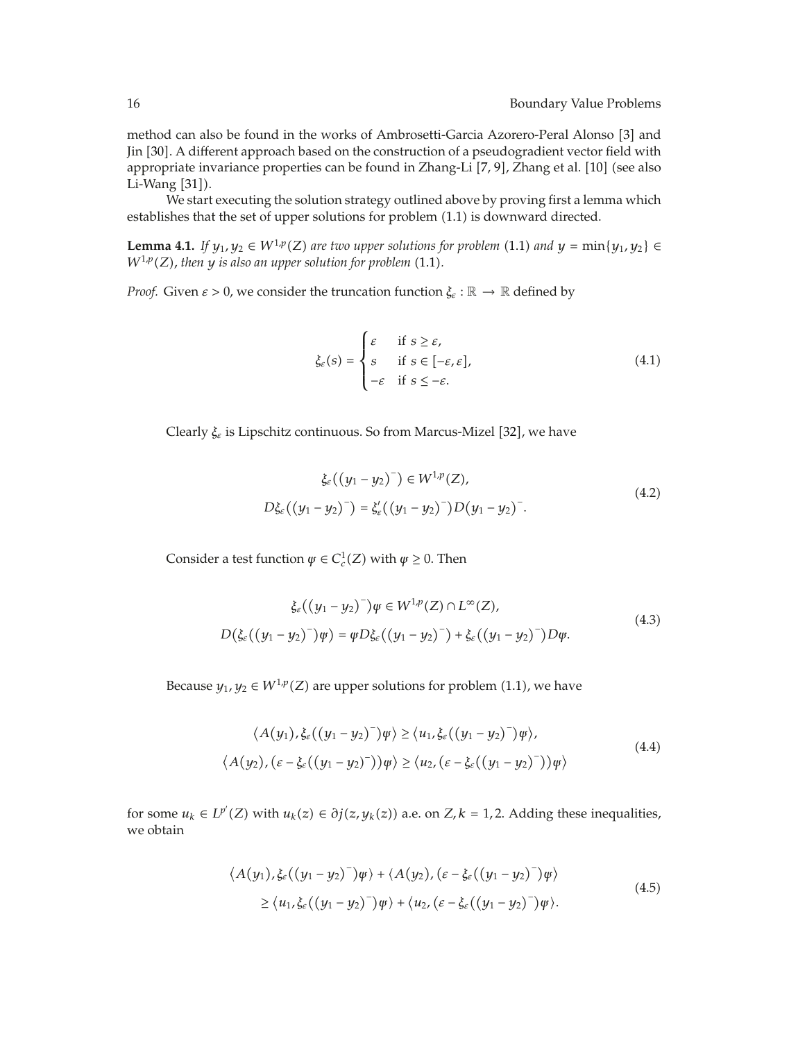method can also be found in the works of Ambrosetti-Garcia Azorero-Peral Alonso [3] and Jin [30]. A different approach based on the construction of a pseudogradient vector field with appropriate invariance properties can be found in Zhang-Li [7, 9], Zhang et al. [10] (see also Li-Wang [31]).

We start executing the solution strategy outlined above by proving first a lemma which establishes that the set of upper solutions for problem (1.1) is downward directed.

**Lemma 4.1.** *If $y_1, y_2 \in W^{1,p}(Z)$ are two upper solutions for problem* (1.1) *and $y = \min\{y_1, y_2\} \in W^{1,p}(Z)$, then $y$ is also an upper solution for problem* (1.1)*.*

*Proof.* Given $\varepsilon > 0$, we consider the truncation function $\xi_\varepsilon : \mathbb{R} \to \mathbb{R}$ defined by

$$\xi_\varepsilon(s) = \begin{cases} \varepsilon & \text{if } s \geq \varepsilon, \\ s & \text{if } s \in [-\varepsilon, \varepsilon], \\ -\varepsilon & \text{if } s \leq -\varepsilon. \end{cases} \tag{4.1}$$

Clearly $\xi_\varepsilon$ is Lipschitz continuous. So from Marcus-Mizel [32], we have

$$\begin{gathered} \xi_\varepsilon\left((y_1 - y_2)^-\right) \in W^{1,p}(Z), \\ D\xi_\varepsilon\left((y_1 - y_2)^-\right) = \xi'_\varepsilon\left((y_1 - y_2)^-\right) D(y_1 - y_2)^-. \end{gathered} \tag{4.2}$$

Consider a test function $\psi \in C_c^1(Z)$ with $\psi \geq 0$. Then

$$\begin{gathered} \xi_\varepsilon\left((y_1 - y_2)^-\right)\psi \in W^{1,p}(Z) \cap L^\infty(Z), \\ D\left(\xi_\varepsilon\left((y_1 - y_2)^-\right)\psi\right) = \psi D\xi_\varepsilon\left((y_1 - y_2)^-\right) + \xi_\varepsilon\left((y_1 - y_2)^-\right) D\psi. \end{gathered} \tag{4.3}$$

Because $y_1, y_2 \in W^{1,p}(Z)$ are upper solutions for problem (1.1), we have

$$\begin{gathered} \left\langle A(y_1), \xi_\varepsilon\left((y_1 - y_2)^-\right)\psi \right\rangle \geq \left\langle u_1, \xi_\varepsilon\left((y_1 - y_2)^-\right)\psi \right\rangle, \\ \left\langle A(y_2), \left(\varepsilon - \xi_\varepsilon\left((y_1 - y_2)^-\right)\right)\psi \right\rangle \geq \left\langle u_2, \left(\varepsilon - \xi_\varepsilon\left((y_1 - y_2)^-\right)\right)\psi \right\rangle \end{gathered} \tag{4.4}$$

for some $u_k \in L^{p'}(Z)$ with $u_k(z) \in \partial j(z, y_k(z))$ a.e. on $Z, k = 1, 2$. Adding these inequalities, we obtain

$$\begin{aligned} &\left\langle A(y_1), \xi_\varepsilon\left((y_1 - y_2)^-\right)\psi \right\rangle + \left\langle A(y_2), \left(\varepsilon - \xi_\varepsilon\left((y_1 - y_2)^-\right)\psi \right\rangle \right. \\ &\quad \geq \left\langle u_1, \xi_\varepsilon\left((y_1 - y_2)^-\right)\psi \right\rangle + \left\langle u_2, \left(\varepsilon - \xi_\varepsilon\left((y_1 - y_2)^-\right)\psi \right\rangle \right. . \end{aligned} \tag{4.5}$$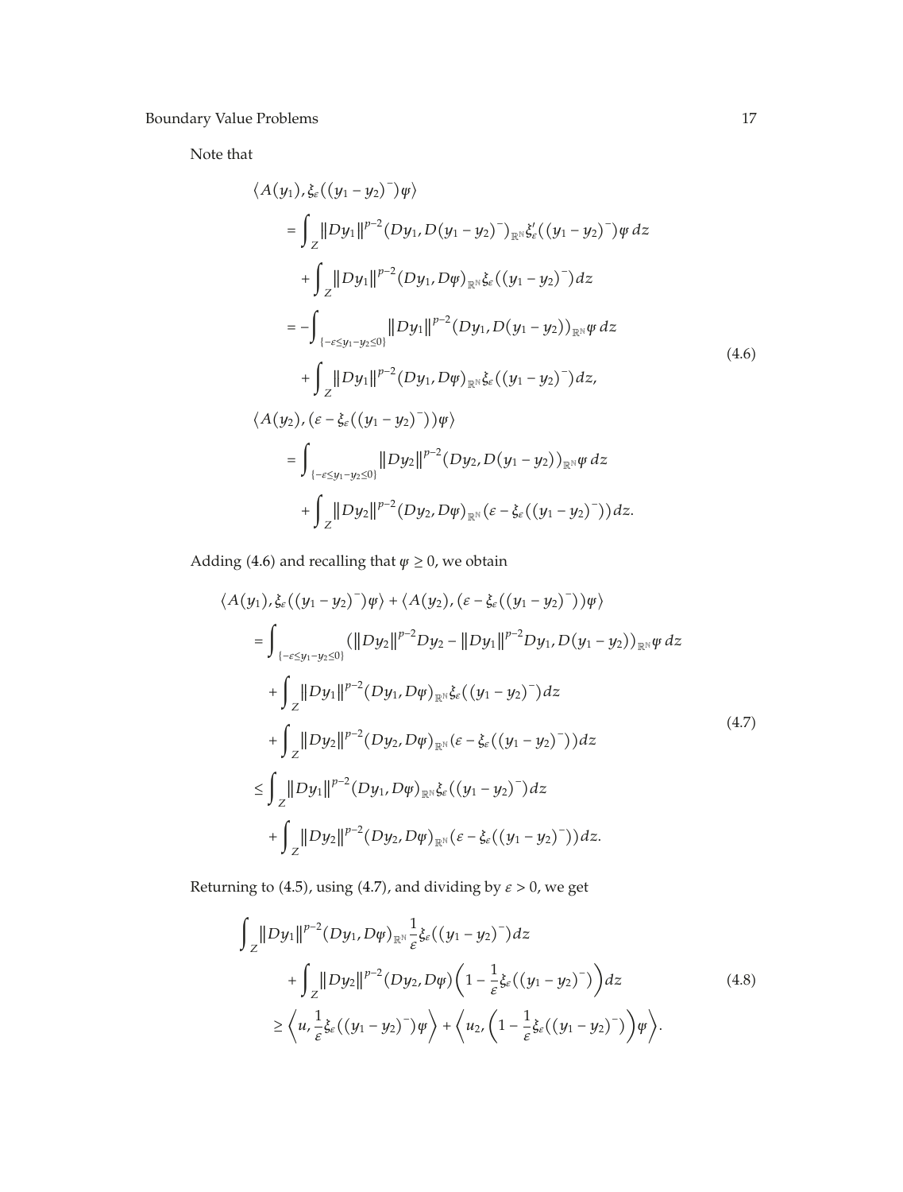Note that

$$
\begin{aligned}
&\langle A(y_1), \xi_\varepsilon((y_1 - y_2)^-)\psi \rangle \\
&\quad = \int_Z \|Dy_1\|^{p-2} (Dy_1, D(y_1 - y_2)^-)_{\mathbb{R}^N} \xi_\varepsilon'((y_1 - y_2)^-)\psi \, dz \\
&\qquad + \int_Z \|Dy_1\|^{p-2} (Dy_1, D\psi)_{\mathbb{R}^N} \xi_\varepsilon((y_1 - y_2)^-) dz \\
&\quad = -\int_{\{-\varepsilon \le y_1 - y_2 \le 0\}} \|Dy_1\|^{p-2} (Dy_1, D(y_1 - y_2))_{\mathbb{R}^N} \psi \, dz \\
&\qquad + \int_Z \|Dy_1\|^{p-2} (Dy_1, D\psi)_{\mathbb{R}^N} \xi_\varepsilon((y_1 - y_2)^-) dz, \\
&\langle A(y_2), (\varepsilon - \xi_\varepsilon((y_1 - y_2)^-))\psi \rangle \\
&\quad = \int_{\{-\varepsilon \le y_1 - y_2 \le 0\}} \|Dy_2\|^{p-2} (Dy_2, D(y_1 - y_2))_{\mathbb{R}^N} \psi \, dz \\
&\qquad + \int_Z \|Dy_2\|^{p-2} (Dy_2, D\psi)_{\mathbb{R}^N} (\varepsilon - \xi_\varepsilon((y_1 - y_2)^-)) dz.
\end{aligned}
\tag{4.6}
$$

Adding (4.6) and recalling that $\psi \ge 0$, we obtain

$$
\begin{aligned}
&\langle A(y_1), \xi_\varepsilon((y_1 - y_2)^-)\psi \rangle + \langle A(y_2), (\varepsilon - \xi_\varepsilon((y_1 - y_2)^-))\psi \rangle \\
&\quad = \int_{\{-\varepsilon \le y_1 - y_2 \le 0\}} (\|Dy_2\|^{p-2} Dy_2 - \|Dy_1\|^{p-2} Dy_1, D(y_1 - y_2))_{\mathbb{R}^N} \psi \, dz \\
&\qquad + \int_Z \|Dy_1\|^{p-2} (Dy_1, D\psi)_{\mathbb{R}^N} \xi_\varepsilon((y_1 - y_2)^-) dz \\
&\qquad + \int_Z \|Dy_2\|^{p-2} (Dy_2, D\psi)_{\mathbb{R}^N} (\varepsilon - \xi_\varepsilon((y_1 - y_2)^-)) dz \\
&\quad \le \int_Z \|Dy_1\|^{p-2} (Dy_1, D\psi)_{\mathbb{R}^N} \xi_\varepsilon((y_1 - y_2)^-) dz \\
&\qquad + \int_Z \|Dy_2\|^{p-2} (Dy_2, D\psi)_{\mathbb{R}^N} (\varepsilon - \xi_\varepsilon((y_1 - y_2)^-)) dz.
\end{aligned}
\tag{4.7}
$$

Returning to (4.5), using (4.7), and dividing by $\varepsilon > 0$, we get

$$
\begin{aligned}
&\int_Z \|Dy_1\|^{p-2} (Dy_1, D\psi)_{\mathbb{R}^N} \frac{1}{\varepsilon} \xi_\varepsilon((y_1 - y_2)^-) dz \\
&\qquad + \int_Z \|Dy_2\|^{p-2} (Dy_2, D\psi) \left(1 - \frac{1}{\varepsilon} \xi_\varepsilon((y_1 - y_2)^-)\right) dz \\
&\quad \ge \left\langle u, \frac{1}{\varepsilon} \xi_\varepsilon((y_1 - y_2)^-)\psi \right\rangle + \left\langle u_2, \left(1 - \frac{1}{\varepsilon} \xi_\varepsilon((y_1 - y_2)^-)\right)\psi \right\rangle.
\end{aligned}
\tag{4.8}
$$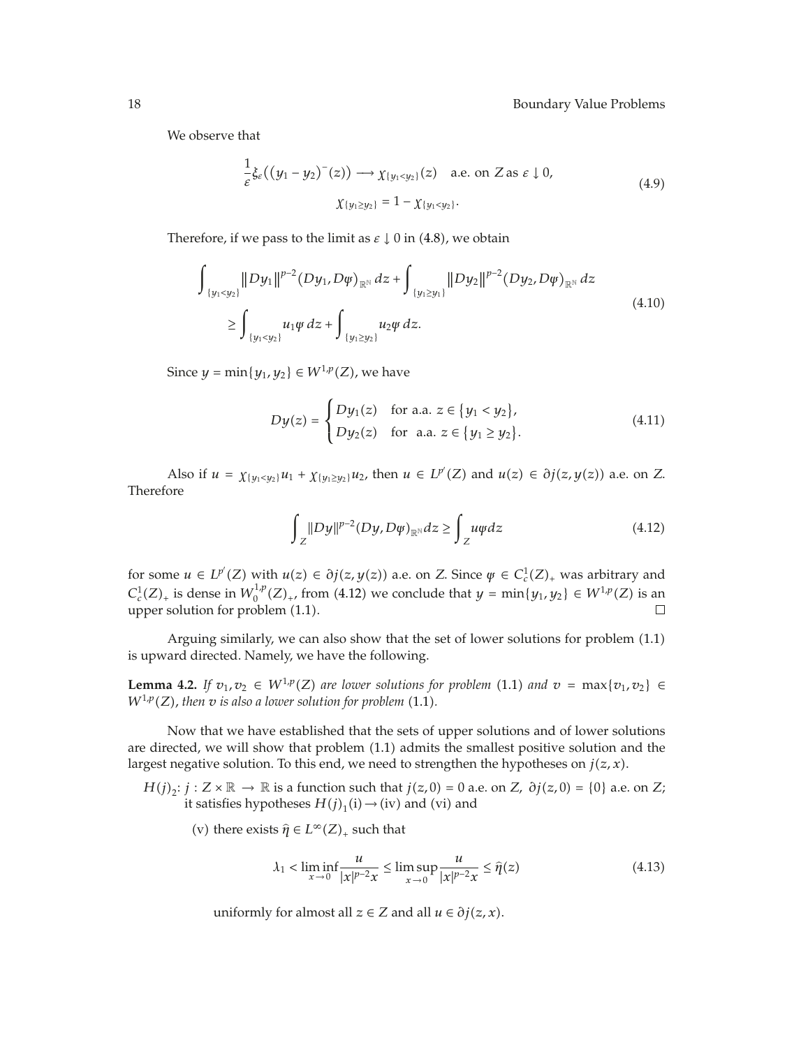We observe that

$$\frac{1}{\varepsilon}\xi_{\varepsilon}\big((y_1 - y_2)^-(z)\big) \longrightarrow \chi_{\{y_1<y_2\}}(z) \quad \text{a.e. on } Z \text{ as } \varepsilon \downarrow 0,$$
$$\chi_{\{y_1\geq y_2\}} = 1 - \chi_{\{y_1<y_2\}}. \tag{4.9}$$

Therefore, if we pass to the limit as $\varepsilon \downarrow 0$ in (4.8), we obtain

$$\int_{\{y_1<y_2\}} \|Dy_1\|^{p-2}(Dy_1, D\psi)_{\mathbb{R}^N}\, dz + \int_{\{y_2\geq y_1\}} \|Dy_2\|^{p-2}(Dy_2, D\psi)_{\mathbb{R}^N}\, dz$$
$$\geq \int_{\{y_1<y_2\}} u_1\psi\, dz + \int_{\{y_1\geq y_2\}} u_2\psi\, dz. \tag{4.10}$$

Since $y = \min\{y_1, y_2\} \in W^{1,p}(Z)$, we have

$$Dy(z) = \begin{cases} Dy_1(z) & \text{for a.a. } z \in \{y_1 < y_2\}, \\ Dy_2(z) & \text{for a.a. } z \in \{y_1 \geq y_2\}. \end{cases} \tag{4.11}$$

Also if $u = \chi_{\{y_1<y_2\}}u_1 + \chi_{\{y_1\geq y_2\}}u_2$, then $u \in L^{p'}(Z)$ and $u(z) \in \partial j(z, y(z))$ a.e. on $Z$. Therefore

$$\int_Z \|Dy\|^{p-2}(Dy, D\psi)_{\mathbb{R}^N} dz \geq \int_Z u\psi dz \tag{4.12}$$

for some $u \in L^{p'}(Z)$ with $u(z) \in \partial j(z, y(z))$ a.e. on $Z$. Since $\psi \in C_c^1(Z)_+$ was arbitrary and $C_c^1(Z)_+$ is dense in $W_0^{1,p}(Z)_+$, from (4.12) we conclude that $y = \min\{y_1, y_2\} \in W^{1,p}(Z)$ is an upper solution for problem (1.1). $\square$

Arguing similarly, we can also show that the set of lower solutions for problem (1.1) is upward directed. Namely, we have the following.

**Lemma 4.2.** *If $v_1, v_2 \in W^{1,p}(Z)$ are lower solutions for problem* (1.1) *and $v = \max\{v_1, v_2\} \in W^{1,p}(Z)$, then $v$ is also a lower solution for problem* (1.1)*.*

Now that we have established that the sets of upper solutions and of lower solutions are directed, we will show that problem (1.1) admits the smallest positive solution and the largest negative solution. To this end, we need to strengthen the hypotheses on $j(z, x)$.

$H(j)_2$: $j : Z \times \mathbb{R} \to \mathbb{R}$ is a function such that $j(z, 0) = 0$ a.e. on $Z$, $\partial j(z, 0) = \{0\}$ a.e. on $Z$; it satisfies hypotheses $H(j)_1$(i)$\to$(iv) and (vi) and

(v) there exists $\hat{\eta} \in L^\infty(Z)_+$ such that

$$\lambda_1 < \liminf_{x\to 0} \frac{u}{|x|^{p-2}x} \leq \limsup_{x\to 0} \frac{u}{|x|^{p-2}x} \leq \hat{\eta}(z) \tag{4.13}$$

uniformly for almost all $z \in Z$ and all $u \in \partial j(z, x)$.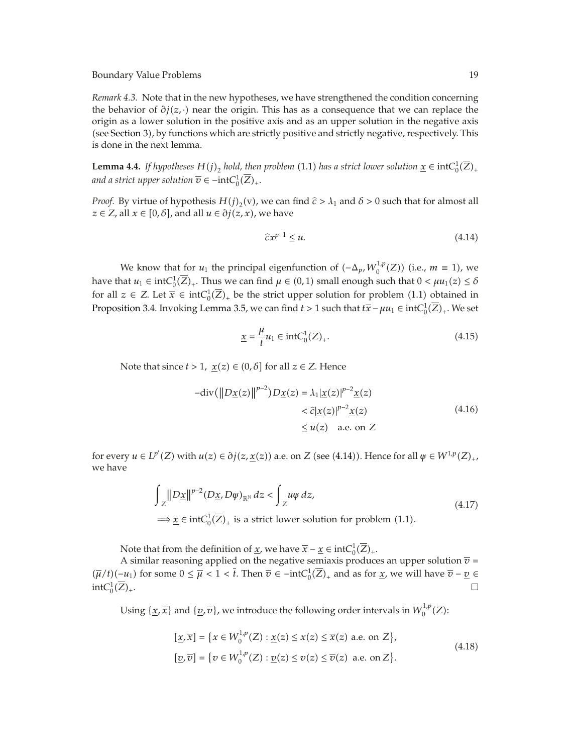*Remark 4.3.* Note that in the new hypotheses, we have strengthened the condition concerning the behavior of $\partial j(z,\cdot)$ near the origin. This has as a consequence that we can replace the origin as a lower solution in the positive axis and as an upper solution in the negative axis (see Section 3), by functions which are strictly positive and strictly negative, respectively. This is done in the next lemma.

**Lemma 4.4.** *If hypotheses $H(j)_2$ hold, then problem* (1.1) *has a strict lower solution $\underline{x} \in \mathrm{int}C_0^1(\overline{Z})_+$ and a strict upper solution $\overline{v} \in -\mathrm{int}C_0^1(\overline{Z})_+$.*

*Proof.* By virtue of hypothesis $H(j)_2$(v), we can find $\widehat{c} > \lambda_1$ and $\delta > 0$ such that for almost all $z \in Z$, all $x \in [0,\delta]$, and all $u \in \partial j(z,x)$, we have

$$\widehat{c}x^{p-1} \le u. \tag{4.14}$$

We know that for $u_1$ the principal eigenfunction of $(-\Delta_p, W_0^{1,p}(Z))$ (i.e., $m \equiv 1$), we have that $u_1 \in \mathrm{int}C_0^1(\overline{Z})_+$. Thus we can find $\mu \in (0,1)$ small enough such that $0 < \mu u_1(z) \le \delta$ for all $z \in Z$. Let $\overline{x} \in \mathrm{int}C_0^1(\overline{Z})_+$ be the strict upper solution for problem (1.1) obtained in Proposition 3.4. Invoking Lemma 3.5, we can find $t > 1$ such that $t\overline{x} - \mu u_1 \in \mathrm{int}C_0^1(\overline{Z})_+$. We set

$$\underline{x} = \frac{\mu}{t}u_1 \in \mathrm{int}C_0^1(\overline{Z})_+. \tag{4.15}$$

Note that since $t > 1$, $\underline{x}(z) \in (0,\delta]$ for all $z \in Z$. Hence

$$\begin{aligned} -\mathrm{div}\left(\|D\underline{x}(z)\|^{p-2}\right)D\underline{x}(z) &= \lambda_1|\underline{x}(z)|^{p-2}\underline{x}(z) \\ &< \widehat{c}|\underline{x}(z)|^{p-2}\underline{x}(z) \\ &\le u(z) \quad \text{a.e. on } Z \end{aligned} \tag{4.16}$$

for every $u \in L^{p'}(Z)$ with $u(z) \in \partial j(z,\underline{x}(z))$ a.e. on $Z$ (see (4.14)). Hence for all $\varphi \in W^{1,p}(Z)_+$, we have

$$\begin{aligned} &\int_Z \|D\underline{x}\|^{p-2}(D\underline{x},D\varphi)_{\mathbb{R}^N}\,dz < \int_Z u\varphi\,dz, \\ &\Longrightarrow \underline{x} \in \mathrm{int}C_0^1(\overline{Z})_+ \text{ is a strict lower solution for problem (1.1).} \end{aligned} \tag{4.17}$$

Note that from the definition of $\underline{x}$, we have $\overline{x} - \underline{x} \in \mathrm{int}C_0^1(\overline{Z})_+$.

A similar reasoning applied on the negative semiaxis produces an upper solution $\overline{v} = (\overline{\mu}/t)(-u_1)$ for some $0 \le \overline{\mu} < 1 < \overline{t}$. Then $\overline{v} \in -\mathrm{int}C_0^1(\overline{Z})_+$ and as for $\underline{x}$, we will have $\overline{v} - \underline{v} \in \mathrm{int}C_0^1(\overline{Z})_+$. ∎

Using $\{\underline{x},\overline{x}\}$ and $\{\underline{v},\overline{v}\}$, we introduce the following order intervals in $W_0^{1,p}(Z)$:

$$\begin{aligned} [\underline{x},\overline{x}] &= \left\{x \in W_0^{1,p}(Z) : \underline{x}(z) \le x(z) \le \overline{x}(z) \text{ a.e. on } Z\right\}, \\ [\underline{v},\overline{v}] &= \left\{v \in W_0^{1,p}(Z) : \underline{v}(z) \le v(z) \le \overline{v}(z) \text{ a.e. on } Z\right\}. \end{aligned} \tag{4.18}$$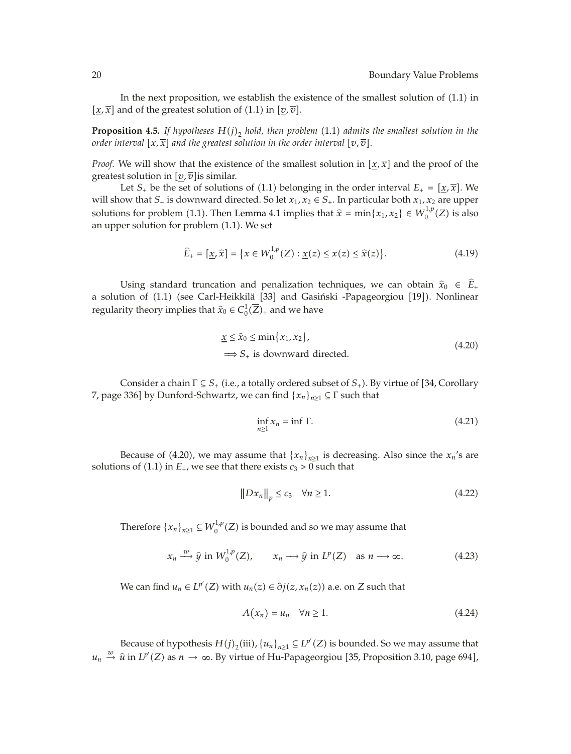In the next proposition, we establish the existence of the smallest solution of (1.1) in $[\underline{x}, \overline{x}]$ and of the greatest solution of (1.1) in $[\underline{v}, \overline{v}]$.

**Proposition 4.5.** *If hypotheses $H(j)_2$ hold, then problem* (1.1) *admits the smallest solution in the order interval $[\underline{x}, \overline{x}]$ and the greatest solution in the order interval $[\underline{v}, \overline{v}]$.*

*Proof.* We will show that the existence of the smallest solution in $[\underline{x}, \overline{x}]$ and the proof of the greatest solution in $[\underline{v}, \overline{v}]$is similar.

Let $S_+$ be the set of solutions of (1.1) belonging in the order interval $E_+ = [\underline{x}, \overline{x}]$. We will show that $S_+$ is downward directed. So let $x_1, x_2 \in S_+$. In particular both $x_1, x_2$ are upper solutions for problem (1.1). Then Lemma 4.1 implies that $\widehat{x} = \min\{x_1, x_2\} \in W_0^{1,p}(Z)$ is also an upper solution for problem (1.1). We set

$$\widehat{E}_+ = [\underline{x}, \widehat{x}] = \{x \in W_0^{1,p}(Z) : \underline{x}(z) \leq x(z) \leq \widehat{x}(z)\}. \tag{4.19}$$

Using standard truncation and penalization techniques, we can obtain $\widehat{x}_0 \in \widehat{E}_+$ a solution of (1.1) (see Carl-Heikkilä [33] and Gasiński -Papageorgiou [19]). Nonlinear regularity theory implies that $\widehat{x}_0 \in C_0^1(\overline{Z})_+$ and we have

$$\begin{aligned} &\underline{x} \leq \widehat{x}_0 \leq \min\{x_1, x_2\}, \\ &\Longrightarrow S_+ \text{ is downward directed.} \end{aligned} \tag{4.20}$$

Consider a chain $\Gamma \subseteq S_+$ (i.e., a totally ordered subset of $S_+$). By virtue of [34, Corollary 7, page 336] by Dunford-Schwartz, we can find $\{x_n\}_{n\geq 1} \subseteq \Gamma$ such that

$$\inf_{n\geq 1} x_n = \inf \Gamma. \tag{4.21}$$

Because of (4.20), we may assume that $\{x_n\}_{n\geq 1}$ is decreasing. Also since the $x_n$'s are solutions of (1.1) in $E_+$, we see that there exists $c_3 > 0$ such that

$$\|Dx_n\|_p \leq c_3 \quad \forall n \geq 1. \tag{4.22}$$

Therefore $\{x_n\}_{n\geq 1} \subseteq W_0^{1,p}(Z)$ is bounded and so we may assume that

$$x_n \xrightarrow{w} \widehat{y} \text{ in } W_0^{1,p}(Z), \qquad x_n \longrightarrow \widehat{y} \text{ in } L^p(Z) \quad \text{as } n \longrightarrow \infty. \tag{4.23}$$

We can find $u_n \in L^{p'}(Z)$ with $u_n(z) \in \partial j(z, x_n(z))$ a.e. on $Z$ such that

$$A(x_n) = u_n \quad \forall n \geq 1. \tag{4.24}$$

Because of hypothesis $H(j)_2$(iii), $\{u_n\}_{n\geq 1} \subseteq L^{p'}(Z)$ is bounded. So we may assume that $u_n \xrightarrow{w} \widehat{u}$ in $L^{p'}(Z)$ as $n \to \infty$. By virtue of Hu-Papageorgiou [35, Proposition 3.10, page 694],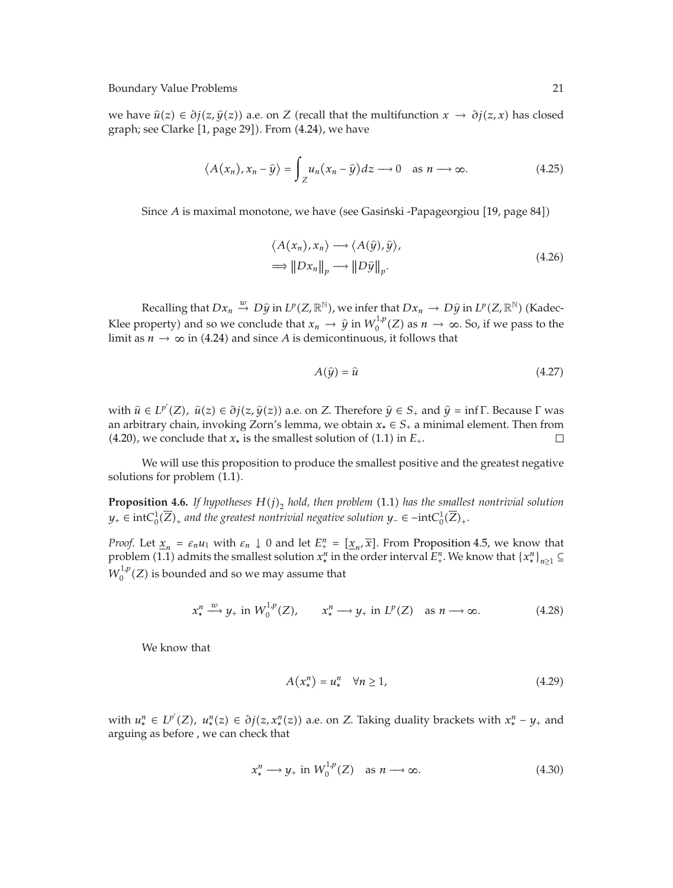we have $\hat{u}(z) \in \partial j(z, \hat{y}(z))$ a.e. on $Z$ (recall that the multifunction $x \to \partial j(z,x)$ has closed graph; see Clarke [1, page 29]). From (4.24), we have

$$\langle A(x_n), x_n - \hat{y} \rangle = \int_Z u_n (x_n - \hat{y}) dz \longrightarrow 0 \quad \text{as } n \longrightarrow \infty. \tag{4.25}$$

Since $A$ is maximal monotone, we have (see Gasiński -Papageorgiou [19, page 84])

$$\begin{aligned} &\langle A(x_n), x_n \rangle \longrightarrow \langle A(\hat{y}), \hat{y} \rangle, \\ &\Longrightarrow \|Dx_n\|_p \longrightarrow \|D\hat{y}\|_p. \end{aligned} \tag{4.26}$$

Recalling that $Dx_n \xrightarrow{w} D\hat{y}$ in $L^p(Z, \mathbb{R}^{\mathbb{N}})$, we infer that $Dx_n \to D\hat{y}$ in $L^p(Z, \mathbb{R}^{\mathbb{N}})$ (Kadec-Klee property) and so we conclude that $x_n \to \hat{y}$ in $W_0^{1,p}(Z)$ as $n \to \infty$. So, if we pass to the limit as $n \to \infty$ in (4.24) and since $A$ is demicontinuous, it follows that

$$A(\hat{y}) = \hat{u} \tag{4.27}$$

with $\hat{u} \in L^{p'}(Z)$, $\hat{u}(z) \in \partial j(z, \hat{y}(z))$ a.e. on $Z$. Therefore $\hat{y} \in S_+$ and $\hat{y} = \inf \Gamma$. Because $\Gamma$ was an arbitrary chain, invoking Zorn's lemma, we obtain $x_* \in S_+$ a minimal element. Then from (4.20), we conclude that $x_*$ is the smallest solution of (1.1) in $E_+$. □

We will use this proposition to produce the smallest positive and the greatest negative solutions for problem (1.1).

**Proposition 4.6.** *If hypotheses $H(j)_2$ hold, then problem* (1.1) *has the smallest nontrivial solution $y_+ \in \text{int}C_0^1(\overline{Z})_+$ and the greatest nontrivial negative solution $y_- \in -\text{int}C_0^1(\overline{Z})_+$.*

*Proof.* Let $\underline{x}_n = \varepsilon_n u_1$ with $\varepsilon_n \downarrow 0$ and let $E_+^n = [\underline{x}_n, \overline{x}]$. From Proposition 4.5, we know that problem (1.1) admits the smallest solution $x_*^n$ in the order interval $E_+^n$. We know that $\{x_*^n\}_{n \geq 1} \subseteq W_0^{1,p}(Z)$ is bounded and so we may assume that

$$x_*^n \xrightarrow{w} y_+ \text{ in } W_0^{1,p}(Z), \qquad x_*^n \longrightarrow y_+ \text{ in } L^p(Z) \quad \text{as } n \longrightarrow \infty. \tag{4.28}$$

We know that

$$A(x_*^n) = u_*^n \quad \forall n \geq 1, \tag{4.29}$$

with $u_*^n \in L^{p'}(Z)$, $u_*^n(z) \in \partial j(z, x_*^n(z))$ a.e. on $Z$. Taking duality brackets with $x_*^n - y_+$ and arguing as before , we can check that

$$x_*^n \longrightarrow y_+ \text{ in } W_0^{1,p}(Z) \quad \text{as } n \longrightarrow \infty. \tag{4.30}$$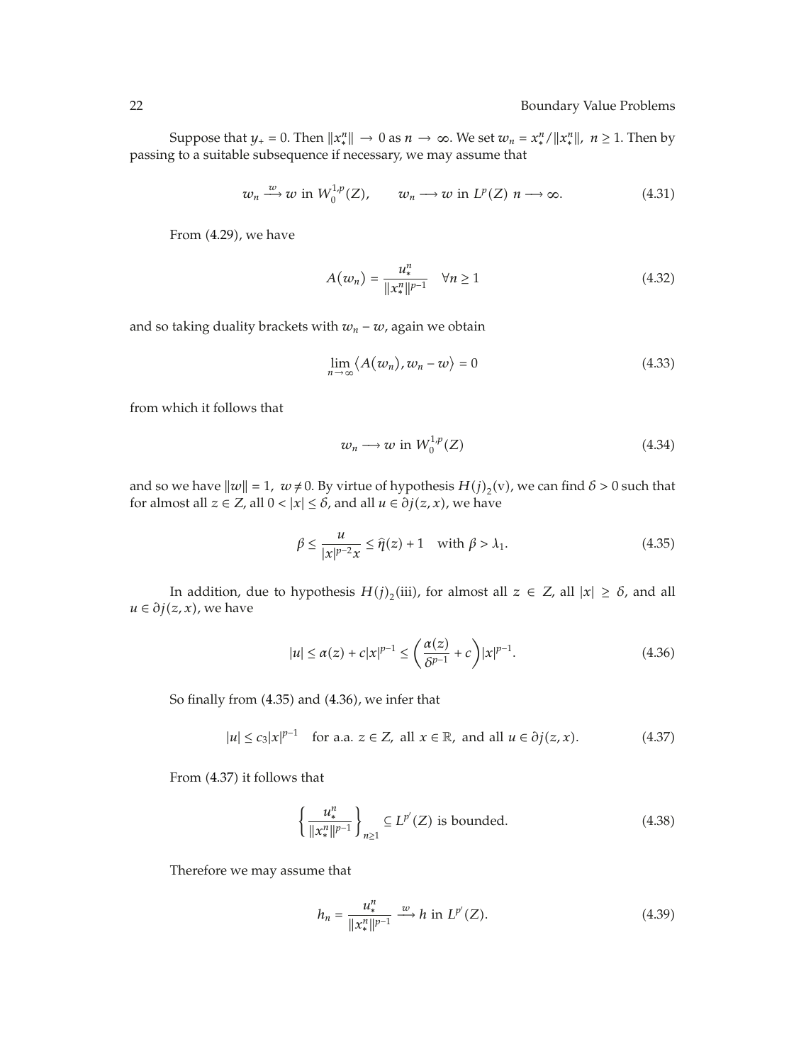Suppose that $y_+ = 0$. Then $\|x_*^n\| \to 0$ as $n \to \infty$. We set $w_n = x_*^n/\|x_*^n\|$, $n \geq 1$. Then by passing to a suitable subsequence if necessary, we may assume that

$$w_n \xrightarrow{w} w \text{ in } W_0^{1,p}(Z), \qquad w_n \longrightarrow w \text{ in } L^p(Z) \; n \longrightarrow \infty. \tag{4.31}$$

From (4.29), we have

$$A(w_n) = \frac{u_*^n}{\|x_*^n\|^{p-1}} \quad \forall n \geq 1 \tag{4.32}$$

and so taking duality brackets with $w_n - w$, again we obtain

$$\lim_{n\to\infty} \langle A(w_n), w_n - w \rangle = 0 \tag{4.33}$$

from which it follows that

$$w_n \longrightarrow w \text{ in } W_0^{1,p}(Z) \tag{4.34}$$

and so we have $\|w\| = 1$, $w \neq 0$. By virtue of hypothesis $H(j)_2$(v), we can find $\delta > 0$ such that for almost all $z \in Z$, all $0 < |x| \leq \delta$, and all $u \in \partial j(z,x)$, we have

$$\beta \leq \frac{u}{|x|^{p-2}x} \leq \widehat{\eta}(z) + 1 \quad \text{with } \beta > \lambda_1. \tag{4.35}$$

In addition, due to hypothesis $H(j)_2$(iii), for almost all $z \in Z$, all $|x| \geq \delta$, and all $u \in \partial j(z,x)$, we have

$$|u| \leq \alpha(z) + c|x|^{p-1} \leq \left(\frac{\alpha(z)}{\delta^{p-1}} + c\right)|x|^{p-1}. \tag{4.36}$$

So finally from (4.35) and (4.36), we infer that

$$|u| \leq c_3|x|^{p-1} \quad \text{for a.a. } z \in Z, \text{ all } x \in \mathbb{R}, \text{ and all } u \in \partial j(z,x). \tag{4.37}$$

From (4.37) it follows that

$$\left\{\frac{u_*^n}{\|x_*^n\|^{p-1}}\right\}_{n\geq 1} \subseteq L^{p'}(Z) \text{ is bounded.} \tag{4.38}$$

Therefore we may assume that

$$h_n = \frac{u_*^n}{\|x_*^n\|^{p-1}} \xrightarrow{w} h \text{ in } L^{p'}(Z). \tag{4.39}$$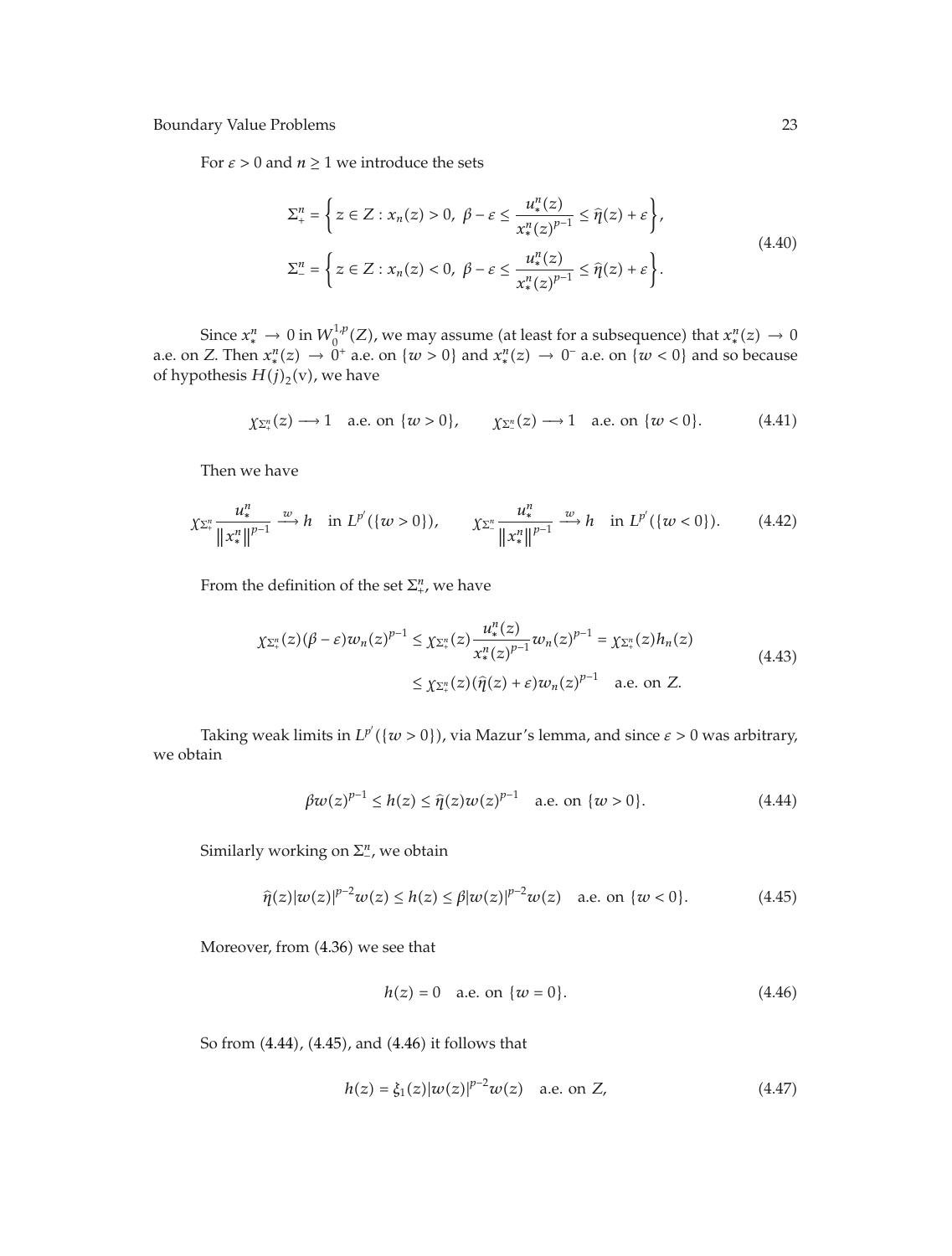For $\varepsilon > 0$ and $n \geq 1$ we introduce the sets

$$\Sigma_+^n = \left\{ z \in Z : x_n(z) > 0,\ \beta - \varepsilon \leq \frac{u_*^n(z)}{x_*^n(z)^{p-1}} \leq \widehat{\eta}(z) + \varepsilon \right\},$$
$$\Sigma_-^n = \left\{ z \in Z : x_n(z) < 0,\ \beta - \varepsilon \leq \frac{u_*^n(z)}{x_*^n(z)^{p-1}} \leq \widehat{\eta}(z) + \varepsilon \right\}. \tag{4.40}$$

Since $x_*^n \to 0$ in $W_0^{1,p}(Z)$, we may assume (at least for a subsequence) that $x_*^n(z) \to 0$ a.e. on $Z$. Then $x_*^n(z) \to 0^+$ a.e. on $\{w > 0\}$ and $x_*^n(z) \to 0^-$ a.e. on $\{w < 0\}$ and so because of hypothesis $H(j)_2$(v), we have

$$\chi_{\Sigma_+^n}(z) \longrightarrow 1 \quad \text{a.e. on } \{w > 0\}, \qquad \chi_{\Sigma_-^n}(z) \longrightarrow 1 \quad \text{a.e. on } \{w < 0\}. \tag{4.41}$$

Then we have

$$\chi_{\Sigma_+^n} \frac{u_*^n}{\|x_*^n\|^{p-1}} \xrightarrow{w} h \quad \text{in } L^{p'}(\{w > 0\}), \qquad \chi_{\Sigma_-^n} \frac{u_*^n}{\|x_*^n\|^{p-1}} \xrightarrow{w} h \quad \text{in } L^{p'}(\{w < 0\}). \tag{4.42}$$

From the definition of the set $\Sigma_+^n$, we have

$$\chi_{\Sigma_+^n}(z)(\beta - \varepsilon) w_n(z)^{p-1} \leq \chi_{\Sigma_+^n}(z) \frac{u_*^n(z)}{x_*^n(z)^{p-1}} w_n(z)^{p-1} = \chi_{\Sigma_+^n}(z) h_n(z)$$
$$\leq \chi_{\Sigma_+^n}(z)(\widehat{\eta}(z) + \varepsilon) w_n(z)^{p-1} \quad \text{a.e. on } Z. \tag{4.43}$$

Taking weak limits in $L^{p'}(\{w > 0\})$, via Mazur's lemma, and since $\varepsilon > 0$ was arbitrary, we obtain

$$\beta w(z)^{p-1} \leq h(z) \leq \widehat{\eta}(z) w(z)^{p-1} \quad \text{a.e. on } \{w > 0\}. \tag{4.44}$$

Similarly working on $\Sigma_-^n$, we obtain

$$\widehat{\eta}(z) |w(z)|^{p-2} w(z) \leq h(z) \leq \beta |w(z)|^{p-2} w(z) \quad \text{a.e. on } \{w < 0\}. \tag{4.45}$$

Moreover, from (4.36) we see that

$$h(z) = 0 \quad \text{a.e. on } \{w = 0\}. \tag{4.46}$$

So from (4.44), (4.45), and (4.46) it follows that

$$h(z) = \xi_1(z) |w(z)|^{p-2} w(z) \quad \text{a.e. on } Z, \tag{4.47}$$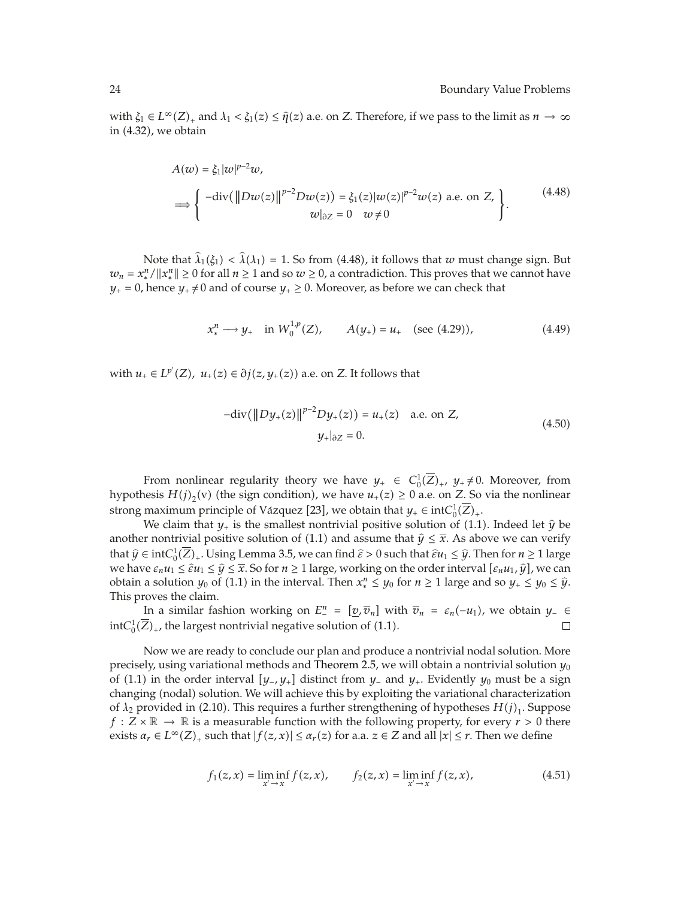with $\xi_1 \in L^\infty(Z)_+$ and $\lambda_1 < \xi_1(z) \le \widehat{\eta}(z)$ a.e. on $Z$. Therefore, if we pass to the limit as $n \to \infty$ in (4.32), we obtain

$$
\begin{aligned}
&A(w) = \xi_1 |w|^{p-2} w, \\
&\Longrightarrow \left\{ \begin{array}{c} -\operatorname{div}\left(\|Dw(z)\|^{p-2} Dw(z)\right) = \xi_1(z) |w(z)|^{p-2} w(z) \text{ a.e. on } Z, \\ w|_{\partial Z} = 0 \quad w \neq 0 \end{array} \right\}.
\end{aligned}
\tag{4.48}
$$

Note that $\widehat{\lambda}_1(\xi_1) < \widehat{\lambda}(\lambda_1) = 1$. So from (4.48), it follows that $w$ must change sign. But $w_n = x_*^n / \|x_*^n\| \ge 0$ for all $n \ge 1$ and so $w \ge 0$, a contradiction. This proves that we cannot have $y_+ = 0$, hence $y_+ \neq 0$ and of course $y_+ \ge 0$. Moreover, as before we can check that

$$
x_*^n \longrightarrow y_+ \quad \text{in } W_0^{1,p}(Z), \qquad A(y_+) = u_+ \quad (\text{see } (4.29)),
\tag{4.49}
$$

with $u_+ \in L^{p'}(Z)$, $u_+(z) \in \partial j(z, y_+(z))$ a.e. on $Z$. It follows that

$$
\begin{gathered}
-\operatorname{div}\left(\|Dy_+(z)\|^{p-2} Dy_+(z)\right) = u_+(z) \quad \text{a.e. on } Z, \\
y_+|_{\partial Z} = 0.
\end{gathered}
\tag{4.50}
$$

From nonlinear regularity theory we have $y_+ \in C_0^1(\overline{Z})_+$, $y_+ \neq 0$. Moreover, from hypothesis $H(j)_2$(v) (the sign condition), we have $u_+(z) \ge 0$ a.e. on $Z$. So via the nonlinear strong maximum principle of Vázquez [23], we obtain that $y_+ \in \operatorname{int} C_0^1(\overline{Z})_+$.

We claim that $y_+$ is the smallest nontrivial positive solution of (1.1). Indeed let $\widehat{y}$ be another nontrivial positive solution of (1.1) and assume that $\widehat{y} \le \overline{x}$. As above we can verify that $\widehat{y} \in \operatorname{int} C_0^1(\overline{Z})_+$. Using Lemma 3.5, we can find $\widehat{\varepsilon} > 0$ such that $\widehat{\varepsilon} u_1 \le \widehat{y}$. Then for $n \ge 1$ large we have $\varepsilon_n u_1 \le \widehat{\varepsilon} u_1 \le \widehat{y} \le \overline{x}$. So for $n \ge 1$ large, working on the order interval $[\varepsilon_n u_1, \widehat{y}]$, we can obtain a solution $y_0$ of (1.1) in the interval. Then $x_*^n \le y_0$ for $n \ge 1$ large and so $y_+ \le y_0 \le \widehat{y}$. This proves the claim.

In a similar fashion working on $E_-^n = [\underline{v}, \overline{v}_n]$ with $\overline{v}_n = \varepsilon_n(-u_1)$, we obtain $y_- \in \operatorname{int} C_0^1(\overline{Z})_+$, the largest nontrivial negative solution of (1.1). $\square$

Now we are ready to conclude our plan and produce a nontrivial nodal solution. More precisely, using variational methods and Theorem 2.5, we will obtain a nontrivial solution $y_0$ of (1.1) in the order interval $[y_-, y_+]$ distinct from $y_-$ and $y_+$. Evidently $y_0$ must be a sign changing (nodal) solution. We will achieve this by exploiting the variational characterization of $\lambda_2$ provided in (2.10). This requires a further strengthening of hypotheses $H(j)_1$. Suppose $f : Z \times \mathbb{R} \to \mathbb{R}$ is a measurable function with the following property, for every $r > 0$ there exists $\alpha_r \in L^\infty(Z)_+$ such that $|f(z, x)| \le \alpha_r(z)$ for a.a. $z \in Z$ and all $|x| \le r$. Then we define

$$
f_1(z, x) = \liminf_{x' \to x} f(z, x), \qquad f_2(z, x) = \liminf_{x' \to x} f(z, x),
\tag{4.51}
$$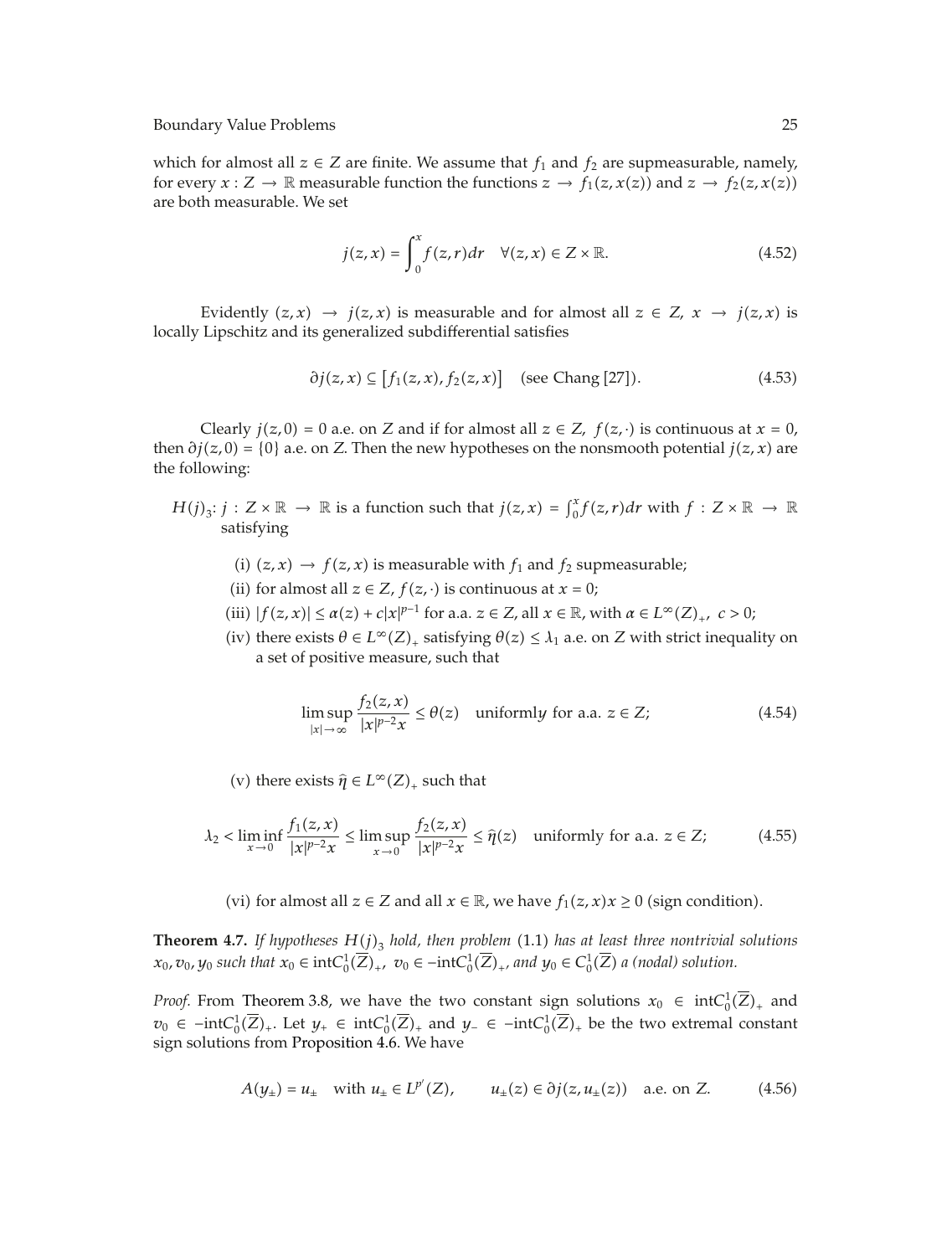which for almost all $z \in Z$ are finite. We assume that $f_1$ and $f_2$ are supmeasurable, namely, for every $x : Z \to \mathbb{R}$ measurable function the functions $z \to f_1(z, x(z))$ and $z \to f_2(z, x(z))$ are both measurable. We set

$$j(z,x) = \int_0^x f(z,r)dr \quad \forall (z,x) \in Z \times \mathbb{R}. \tag{4.52}$$

Evidently $(z,x) \to j(z,x)$ is measurable and for almost all $z \in Z$, $x \to j(z,x)$ is locally Lipschitz and its generalized subdifferential satisfies

$$\partial j(z,x) \subseteq [f_1(z,x), f_2(z,x)] \quad \text{(see Chang [27])}. \tag{4.53}$$

Clearly $j(z,0) = 0$ a.e. on $Z$ and if for almost all $z \in Z$, $f(z,\cdot)$ is continuous at $x = 0$, then $\partial j(z,0) = \{0\}$ a.e. on $Z$. Then the new hypotheses on the nonsmooth potential $j(z,x)$ are the following:

$H(j)_3$: $j : Z \times \mathbb{R} \to \mathbb{R}$ is a function such that $j(z,x) = \int_0^x f(z,r)dr$ with $f : Z \times \mathbb{R} \to \mathbb{R}$ satisfying

- (i) $(z,x) \to f(z,x)$ is measurable with $f_1$ and $f_2$ supmeasurable;
- (ii) for almost all $z \in Z$, $f(z,\cdot)$ is continuous at $x = 0$;
- (iii) $|f(z,x)| \leq \alpha(z) + c|x|^{p-1}$ for a.a. $z \in Z$, all $x \in \mathbb{R}$, with $\alpha \in L^\infty(Z)_+$, $c > 0$;
- (iv) there exists $\theta \in L^\infty(Z)_+$ satisfying $\theta(z) \leq \lambda_1$ a.e. on $Z$ with strict inequality on a set of positive measure, such that

$$\limsup_{|x| \to \infty} \frac{f_2(z,x)}{|x|^{p-2}x} \leq \theta(z) \quad \text{uniformly for a.a. } z \in Z; \tag{4.54}$$

- (v) there exists $\widehat{\eta} \in L^\infty(Z)_+$ such that

$$\lambda_2 < \liminf_{x \to 0} \frac{f_1(z,x)}{|x|^{p-2}x} \leq \limsup_{x \to 0} \frac{f_2(z,x)}{|x|^{p-2}x} \leq \widehat{\eta}(z) \quad \text{uniformly for a.a. } z \in Z; \tag{4.55}$$

- (vi) for almost all $z \in Z$ and all $x \in \mathbb{R}$, we have $f_1(z,x)x \geq 0$ (sign condition).

**Theorem 4.7.** *If hypotheses $H(j)_3$ hold, then problem* (1.1) *has at least three nontrivial solutions $x_0, v_0, y_0$ such that $x_0 \in \operatorname{int}C_0^1(\overline{Z})_+$, $v_0 \in -\operatorname{int}C_0^1(\overline{Z})_+$, and $y_0 \in C_0^1(\overline{Z})$ a (nodal) solution.*

*Proof.* From Theorem 3.8, we have the two constant sign solutions $x_0 \in \operatorname{int}C_0^1(\overline{Z})_+$ and $v_0 \in -\operatorname{int}C_0^1(\overline{Z})_+$. Let $y_+ \in \operatorname{int}C_0^1(\overline{Z})_+$ and $y_- \in -\operatorname{int}C_0^1(\overline{Z})_+$ be the two extremal constant sign solutions from Proposition 4.6. We have

$$A(y_\pm) = u_\pm \quad \text{with } u_\pm \in L^{p'}(Z), \qquad u_\pm(z) \in \partial j(z, u_\pm(z)) \quad \text{a.e. on } Z. \tag{4.56}$$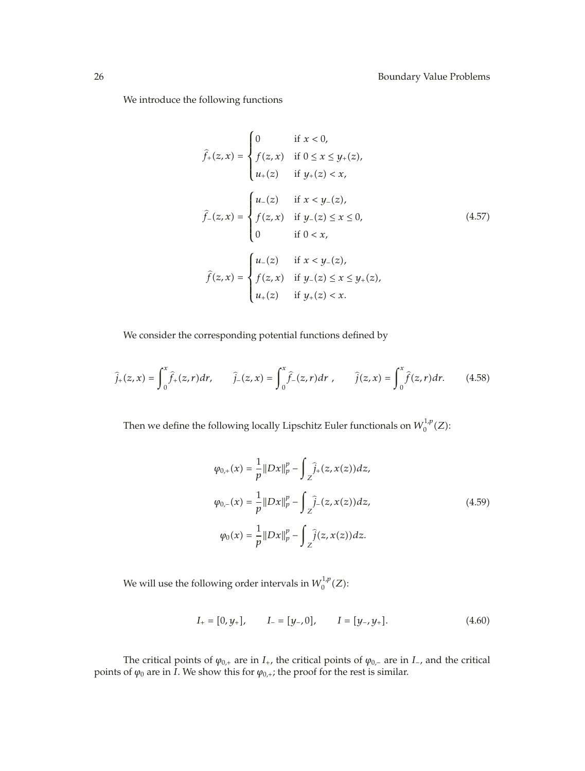We introduce the following functions

$$
\widehat{f}_+(z,x) = \begin{cases} 0 & \text{if } x < 0, \\ f(z,x) & \text{if } 0 \le x \le y_+(z), \\ u_+(z) & \text{if } y_+(z) < x, \end{cases}
$$

$$
\widehat{f}_-(z,x) = \begin{cases} u_-(z) & \text{if } x < y_-(z), \\ f(z,x) & \text{if } y_-(z) \le x \le 0, \\ 0 & \text{if } 0 < x, \end{cases} \tag{4.57}
$$

$$
\widehat{f}(z,x) = \begin{cases} u_-(z) & \text{if } x < y_-(z), \\ f(z,x) & \text{if } y_-(z) \le x \le y_+(z), \\ u_+(z) & \text{if } y_+(z) < x. \end{cases}
$$

We consider the corresponding potential functions defined by

$$
\widehat{j}_+(z,x) = \int_0^x \widehat{f}_+(z,r)dr, \qquad \widehat{j}_-(z,x) = \int_0^x \widehat{f}_-(z,r)dr\ , \qquad \widehat{j}(z,x) = \int_0^x \widehat{f}(z,r)dr. \tag{4.58}
$$

Then we define the following locally Lipschitz Euler functionals on $W_0^{1,p}(Z)$:

$$
\varphi_{0,+}(x) = \frac{1}{p}\|Dx\|_p^p - \int_Z \widehat{j}_+(z,x(z))dz,
$$

$$
\varphi_{0,-}(x) = \frac{1}{p}\|Dx\|_p^p - \int_Z \widehat{j}_-(z,x(z))dz, \tag{4.59}
$$

$$
\varphi_0(x) = \frac{1}{p}\|Dx\|_p^p - \int_Z \widehat{j}(z,x(z))dz.
$$

We will use the following order intervals in $W_0^{1,p}(Z)$:

$$
I_+ = [0, y_+], \qquad I_- = [y_-, 0], \qquad I = [y_-, y_+]. \tag{4.60}
$$

The critical points of $\varphi_{0,+}$ are in $I_+$, the critical points of $\varphi_{0,-}$ are in $I_-$, and the critical points of $\varphi_0$ are in $I$. We show this for $\varphi_{0,+}$; the proof for the rest is similar.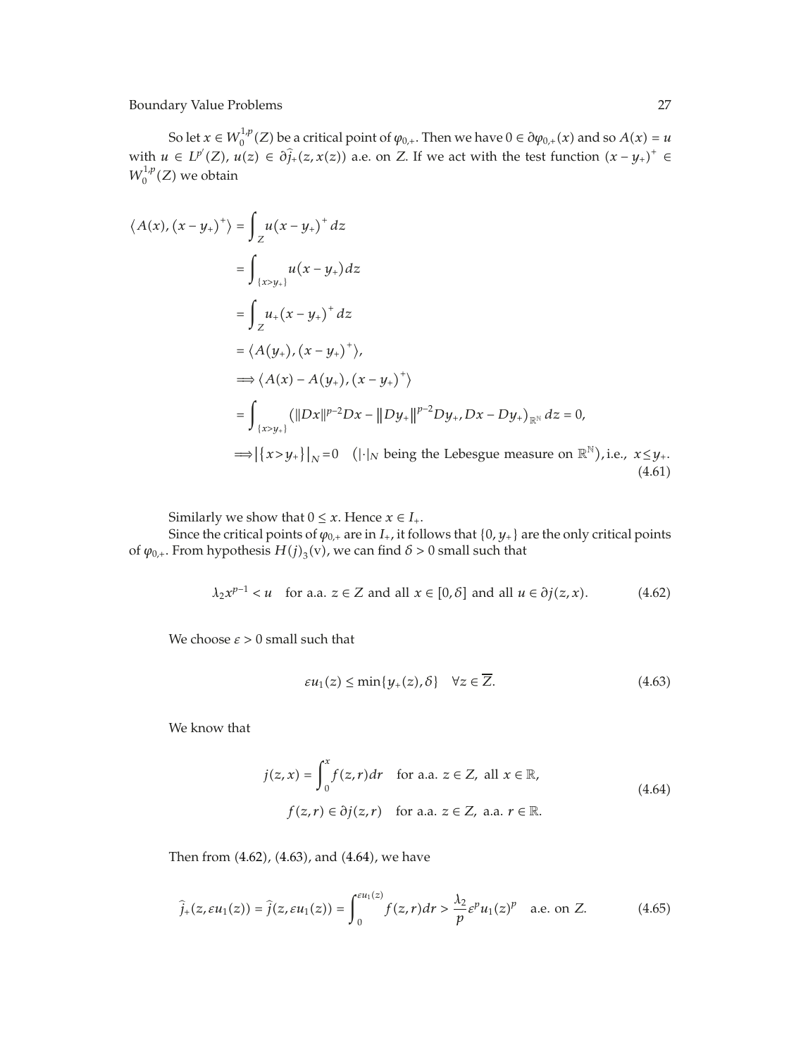So let $x \in W_0^{1,p}(Z)$ be a critical point of $\varphi_{0,+}$. Then we have $0 \in \partial\varphi_{0,+}(x)$ and so $A(x) = u$ with $u \in L^{p'}(Z)$, $u(z) \in \partial\hat{j}_+(z, x(z))$ a.e. on $Z$. If we act with the test function $(x - y_+)^+ \in W_0^{1,p}(Z)$ we obtain

$$
\begin{aligned}
\langle A(x), (x-y_+)^+ \rangle &= \int_Z u(x-y_+)^+ dz \\
&= \int_{\{x>y_+\}} u(x-y_+) dz \\
&= \int_Z u_+(x-y_+)^+ dz \\
&= \langle A(y_+), (x-y_+)^+ \rangle, \\
&\Longrightarrow \langle A(x) - A(y_+), (x-y_+)^+ \rangle \\
&= \int_{\{x>y_+\}} \left( \|Dx\|^{p-2}Dx - \|Dy_+\|^{p-2}Dy_+, Dx - Dy_+ \right)_{\mathbb{R}^N} dz = 0, \\
&\Longrightarrow |\{x>y_+\}|_N = 0 \quad (|\cdot|_N \text{ being the Lebesgue measure on } \mathbb{R}^N), \text{i.e., } x \le y_+.
\end{aligned}
\tag{4.61}
$$

Similarly we show that $0 \le x$. Hence $x \in I_+$.

Since the critical points of $\varphi_{0,+}$ are in $I_+$, it follows that $\{0, y_+\}$ are the only critical points of $\varphi_{0,+}$. From hypothesis $H(j)_3$(v), we can find $\delta > 0$ small such that

$$
\lambda_2 x^{p-1} < u \quad \text{for a.a. } z \in Z \text{ and all } x \in [0, \delta] \text{ and all } u \in \partial j(z, x). \tag{4.62}
$$

We choose $\varepsilon > 0$ small such that

$$
\varepsilon u_1(z) \le \min\{y_+(z), \delta\} \quad \forall z \in \overline{Z}. \tag{4.63}
$$

We know that

$$
\begin{aligned}
j(z, x) &= \int_0^x f(z, r) dr \quad \text{for a.a. } z \in Z, \text{ all } x \in \mathbb{R}, \\
f(z, r) &\in \partial j(z, r) \quad \text{for a.a. } z \in Z, \text{ a.a. } r \in \mathbb{R}.
\end{aligned}
\tag{4.64}
$$

Then from (4.62), (4.63), and (4.64), we have

$$
\hat{j}_+(z, \varepsilon u_1(z)) = \hat{j}(z, \varepsilon u_1(z)) = \int_0^{\varepsilon u_1(z)} f(z, r) dr > \frac{\lambda_2}{p} \varepsilon^p u_1(z)^p \quad \text{a.e. on } Z. \tag{4.65}
$$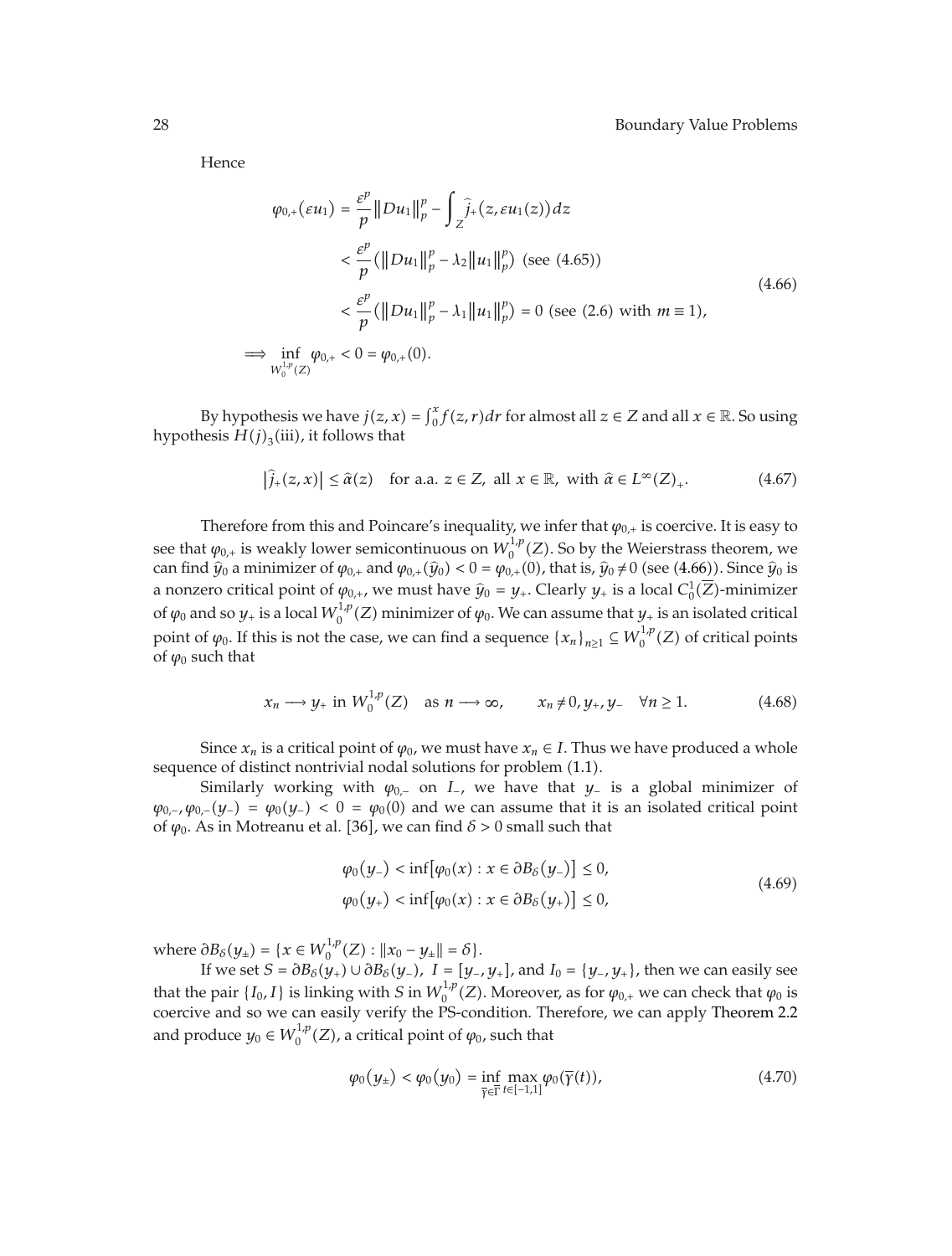Hence

$$
\begin{aligned}
\varphi_{0,+}(\varepsilon u_1) &= \frac{\varepsilon^p}{p}\|Du_1\|_p^p - \int_Z \widehat{j}_+(z,\varepsilon u_1(z))\,dz \\
&< \frac{\varepsilon^p}{p}\left(\|Du_1\|_p^p - \lambda_2\|u_1\|_p^p\right) \text{ (see (4.65))} \\
&< \frac{\varepsilon^p}{p}\left(\|Du_1\|_p^p - \lambda_1\|u_1\|_p^p\right) = 0 \text{ (see (2.6) with } m \equiv 1), \\
\Longrightarrow \inf_{W_0^{1,p}(Z)} \varphi_{0,+} &< 0 = \varphi_{0,+}(0).
\end{aligned}
\tag{4.66}
$$

By hypothesis we have $j(z,x) = \int_0^x f(z,r)dr$ for almost all $z \in Z$ and all $x \in \mathbb{R}$. So using hypothesis $H(j)_3$(iii), it follows that

$$
\left|\widehat{j}_+(z,x)\right| \le \widehat{\alpha}(z) \quad \text{for a.a. } z \in Z, \text{ all } x \in \mathbb{R}, \text{ with } \widehat{\alpha} \in L^\infty(Z)_+. \tag{4.67}
$$

Therefore from this and Poincare's inequality, we infer that $\varphi_{0,+}$ is coercive. It is easy to see that $\varphi_{0,+}$ is weakly lower semicontinuous on $W_0^{1,p}(Z)$. So by the Weierstrass theorem, we can find $\widehat{y}_0$ a minimizer of $\varphi_{0,+}$ and $\varphi_{0,+}(\widehat{y}_0) < 0 = \varphi_{0,+}(0)$, that is, $\widehat{y}_0 \ne 0$ (see (4.66)). Since $\widehat{y}_0$ is a nonzero critical point of $\varphi_{0,+}$, we must have $\widehat{y}_0 = y_+$. Clearly $y_+$ is a local $C_0^1(\overline{Z})$-minimizer of $\varphi_0$ and so $y_+$ is a local $W_0^{1,p}(Z)$ minimizer of $\varphi_0$. We can assume that $y_+$ is an isolated critical point of $\varphi_0$. If this is not the case, we can find a sequence $\{x_n\}_{n\ge1} \subseteq W_0^{1,p}(Z)$ of critical points of $\varphi_0$ such that

$$
x_n \longrightarrow y_+ \text{ in } W_0^{1,p}(Z) \quad \text{as } n \longrightarrow \infty, \qquad x_n \ne 0, y_+, y_- \quad \forall n \ge 1. \tag{4.68}
$$

Since $x_n$ is a critical point of $\varphi_0$, we must have $x_n \in I$. Thus we have produced a whole sequence of distinct nontrivial nodal solutions for problem (1.1).

Similarly working with $\varphi_{0,-}$ on $I_-$, we have that $y_-$ is a global minimizer of $\varphi_{0,-}, \varphi_{0,-}(y_-) = \varphi_0(y_-) < 0 = \varphi_0(0)$ and we can assume that it is an isolated critical point of $\varphi_0$. As in Motreanu et al. [36], we can find $\delta > 0$ small such that

$$
\begin{aligned}
\varphi_0(y_-) &< \inf\left[\varphi_0(x) : x \in \partial B_\delta(y_-)\right] \le 0, \\
\varphi_0(y_+) &< \inf\left[\varphi_0(x) : x \in \partial B_\delta(y_+)\right] \le 0,
\end{aligned}
\tag{4.69}
$$

where $\partial B_\delta(y_\pm) = \{x \in W_0^{1,p}(Z) : \|x_0 - y_\pm\| = \delta\}$.

If we set $S = \partial B_\delta(y_+) \cup \partial B_\delta(y_-)$, $I = [y_-, y_+]$, and $I_0 = \{y_-, y_+\}$, then we can easily see that the pair $\{I_0, I\}$ is linking with $S$ in $W_0^{1,p}(Z)$. Moreover, as for $\varphi_{0,+}$ we can check that $\varphi_0$ is coercive and so we can easily verify the PS-condition. Therefore, we can apply Theorem 2.2 and produce $y_0 \in W_0^{1,p}(Z)$, a critical point of $\varphi_0$, such that

$$
\varphi_0(y_\pm) < \varphi_0(y_0) = \inf_{\overline{\gamma} \in \overline{\Gamma}} \max_{t \in [-1,1]} \varphi_0(\overline{\gamma}(t)), \tag{4.70}
$$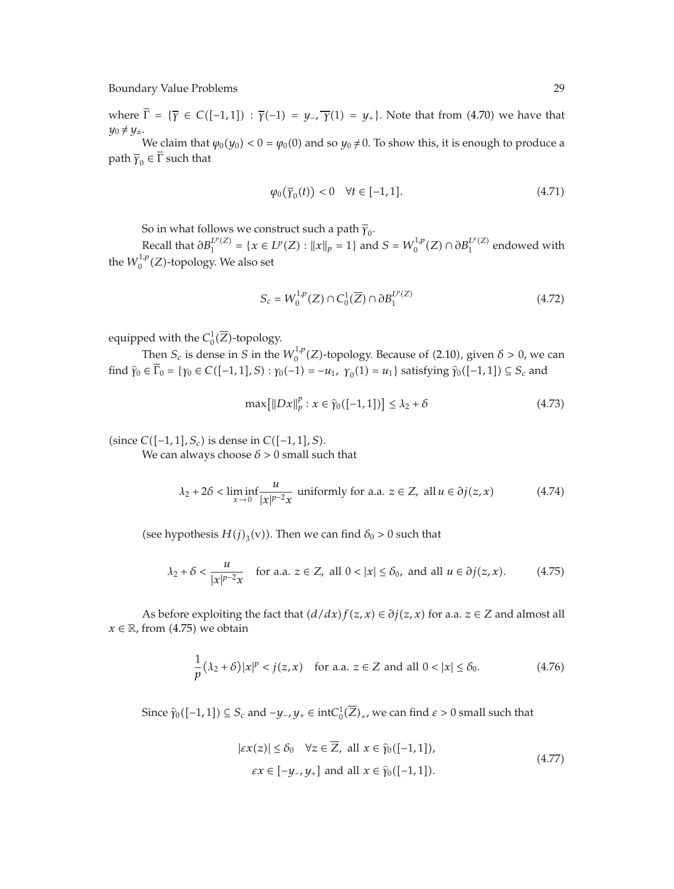where $\overline{\Gamma} = \{\overline{\gamma} \in C([-1,1]) : \overline{\gamma}(-1) = y_-, \overline{\gamma}(1) = y_+\}$. Note that from (4.70) we have that $y_0 \neq y_\pm$.

We claim that $\varphi_0(y_0) < 0 = \varphi_0(0)$ and so $y_0 \neq 0$. To show this, it is enough to produce a path $\overline{\gamma}_0 \in \overline{\Gamma}$ such that

$$\varphi_0(\overline{\gamma}_0(t)) < 0 \quad \forall t \in [-1,1]. \tag{4.71}$$

So in what follows we construct such a path $\overline{\gamma}_0$.

Recall that $\partial B_1^{L^p(Z)} = \{x \in L^p(Z) : \|x\|_p = 1\}$ and $S = W_0^{1,p}(Z) \cap \partial B_1^{L^p(Z)}$ endowed with the $W_0^{1,p}(Z)$-topology. We also set

$$S_c = W_0^{1,p}(Z) \cap C_0^1(\overline{Z}) \cap \partial B_1^{L^p(Z)} \tag{4.72}$$

equipped with the $C_0^1(\overline{Z})$-topology.

Then $S_c$ is dense in $S$ in the $W_0^{1,p}(Z)$-topology. Because of (2.10), given $\delta > 0$, we can find $\widehat{\gamma}_0 \in \overline{\Gamma}_0 = \{\gamma_0 \in C([-1,1], S) : \gamma_0(-1) = -u_1,\ \gamma_0(1) = u_1\}$ satisfying $\widehat{\gamma}_0([-1,1]) \subseteq S_c$ and

$$\max\left[\|Dx\|_p^p : x \in \widehat{\gamma}_0([-1,1])\right] \leq \lambda_2 + \delta \tag{4.73}$$

(since $C([-1,1], S_c)$ is dense in $C([-1,1], S)$.

We can always choose $\delta > 0$ small such that

$$\lambda_2 + 2\delta < \liminf_{x \to 0} \frac{u}{|x|^{p-2}x} \text{ uniformly for a.a. } z \in Z, \text{ all } u \in \partial j(z,x) \tag{4.74}$$

(see hypothesis $H(j)_3$(v)). Then we can find $\delta_0 > 0$ such that

$$\lambda_2 + \delta < \frac{u}{|x|^{p-2}x} \quad \text{for a.a. } z \in Z, \text{ all } 0 < |x| \leq \delta_0, \text{ and all } u \in \partial j(z,x). \tag{4.75}$$

As before exploiting the fact that $(d/dx)f(z,x) \in \partial j(z,x)$ for a.a. $z \in Z$ and almost all $x \in \mathbb{R}$, from (4.75) we obtain

$$\frac{1}{p}(\lambda_2 + \delta)|x|^p < j(z,x) \quad \text{for a.a. } z \in Z \text{ and all } 0 < |x| \leq \delta_0. \tag{4.76}$$

Since $\widehat{\gamma}_0([-1,1]) \subseteq S_c$ and $-y_-, y_+ \in \operatorname{int} C_0^1(\overline{Z})_+$, we can find $\varepsilon > 0$ small such that

$$\begin{gathered} |\varepsilon x(z)| \leq \delta_0 \quad \forall z \in \overline{Z}, \text{ all } x \in \widehat{\gamma}_0([-1,1]), \\ \varepsilon x \in [-y_-, y_+] \text{ and all } x \in \widehat{\gamma}_0([-1,1]). \end{gathered} \tag{4.77}$$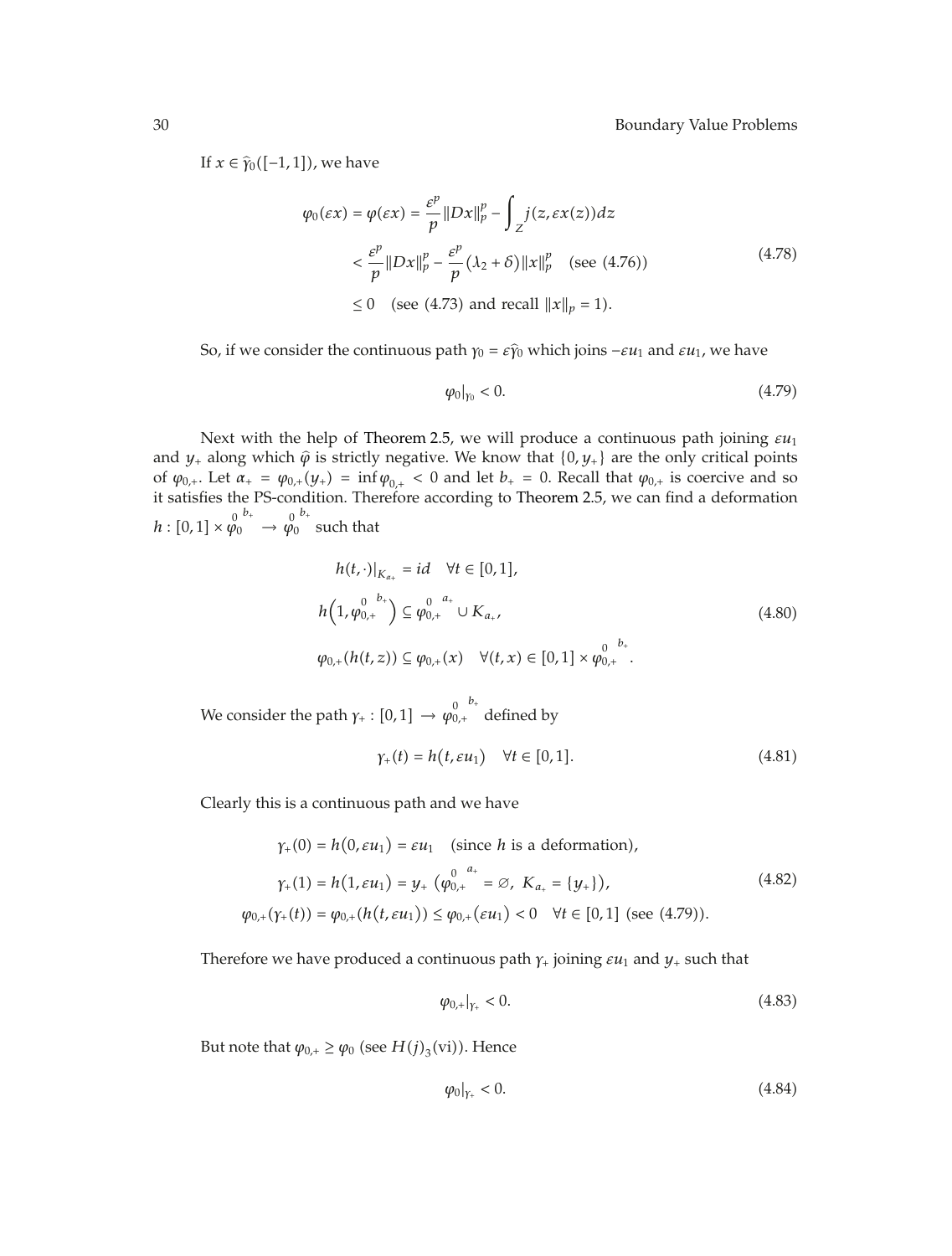If $x \in \widehat{\gamma}_0([-1,1])$, we have

$$\begin{aligned}
\varphi_0(\varepsilon x) = \varphi(\varepsilon x) &= \frac{\varepsilon^p}{p}\|Dx\|_p^p - \int_Z j(z, \varepsilon x(z))dz \\
&< \frac{\varepsilon^p}{p}\|Dx\|_p^p - \frac{\varepsilon^p}{p}(\lambda_2 + \delta)\|x\|_p^p \quad (\text{see } (4.76)) \\
&\leq 0 \quad (\text{see } (4.73) \text{ and recall } \|x\|_p = 1).
\end{aligned} \tag{4.78}$$

So, if we consider the continuous path $\gamma_0 = \varepsilon\widehat{\gamma}_0$ which joins $-\varepsilon u_1$ and $\varepsilon u_1$, we have

$$\varphi_0|_{\gamma_0} < 0. \tag{4.79}$$

Next with the help of Theorem 2.5, we will produce a continuous path joining $\varepsilon u_1$ and $y_+$ along which $\widehat{\varphi}$ is strictly negative. We know that $\{0, y_+\}$ are the only critical points of $\varphi_{0,+}$. Let $\alpha_+ = \varphi_{0,+}(y_+) = \inf \varphi_{0,+} < 0$ and let $b_+ = 0$. Recall that $\varphi_{0,+}$ is coercive and so it satisfies the PS-condition. Therefore according to Theorem 2.5, we can find a deformation $h : [0,1] \times \overset{0}{\varphi_0}{}^{b_+} \to \overset{0}{\varphi_0}{}^{b_+}$ such that

$$\begin{aligned}
&h(t,\cdot)|_{K_{a_+}} = id \quad \forall t \in [0,1], \\
&h\left(1, \overset{0}{\varphi}{}_{0,+}^{b_+}\right) \subseteq \overset{0}{\varphi}{}_{0,+}^{a_+} \cup K_{a_+}, \\
&\varphi_{0,+}(h(t,z)) \subseteq \varphi_{0,+}(x) \quad \forall (t,x) \in [0,1] \times \overset{0}{\varphi}{}_{0,+}^{b_+}.
\end{aligned} \tag{4.80}$$

We consider the path $\gamma_+ : [0,1] \to \overset{0}{\varphi}{}_{0,+}^{b_+}$ defined by

$$\gamma_+(t) = h(t, \varepsilon u_1) \quad \forall t \in [0,1]. \tag{4.81}$$

Clearly this is a continuous path and we have

$$\begin{aligned}
\gamma_+(0) &= h(0, \varepsilon u_1) = \varepsilon u_1 \quad (\text{since } h \text{ is a deformation}), \\
\gamma_+(1) &= h(1, \varepsilon u_1) = y_+ \ \left(\overset{0}{\varphi}{}_{0,+}^{a_+} = \varnothing,\ K_{a_+} = \{y_+\}\right), \\
\varphi_{0,+}(\gamma_+(t)) &= \varphi_{0,+}(h(t, \varepsilon u_1)) \leq \varphi_{0,+}(\varepsilon u_1) < 0 \quad \forall t \in [0,1] \ (\text{see } (4.79)).
\end{aligned} \tag{4.82}$$

Therefore we have produced a continuous path $\gamma_+$ joining $\varepsilon u_1$ and $y_+$ such that

$$\varphi_{0,+}|_{\gamma_+} < 0. \tag{4.83}$$

But note that $\varphi_{0,+} \geq \varphi_0$ (see $H(j)_3$(vi)). Hence

$$\varphi_0|_{\gamma_+} < 0. \tag{4.84}$$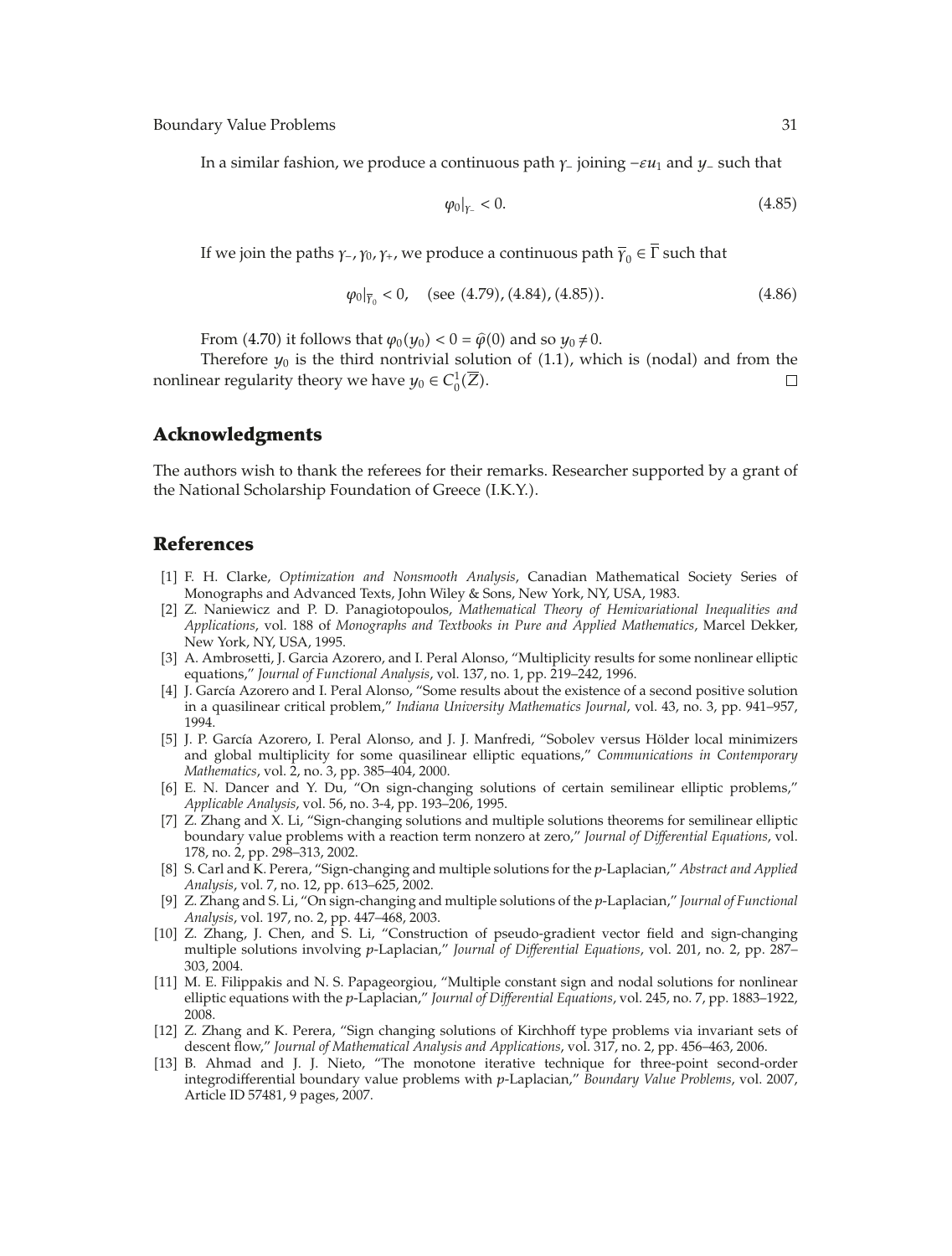In a similar fashion, we produce a continuous path $\gamma_-$ joining $-\varepsilon u_1$ and $y_-$ such that

$$\varphi_0|_{\gamma_-} < 0. \tag{4.85}$$

If we join the paths $\gamma_-, \gamma_0, \gamma_+$, we produce a continuous path $\overline{\gamma}_0 \in \overline{\Gamma}$ such that

$$\varphi_0|_{\overline{\gamma}_0} < 0, \quad (\text{see } (4.79), (4.84), (4.85)). \tag{4.86}$$

From (4.70) it follows that $\varphi_0(y_0) < 0 = \widehat{\varphi}(0)$ and so $y_0 \neq 0$.

Therefore $y_0$ is the third nontrivial solution of (1.1), which is (nodal) and from the nonlinear regularity theory we have $y_0 \in C_0^1(\overline{Z})$. $\square$

## Acknowledgments

The authors wish to thank the referees for their remarks. Researcher supported by a grant of the National Scholarship Foundation of Greece (I.K.Y.).

## References

[1] F. H. Clarke, *Optimization and Nonsmooth Analysis*, Canadian Mathematical Society Series of Monographs and Advanced Texts, John Wiley & Sons, New York, NY, USA, 1983.

[2] Z. Naniewicz and P. D. Panagiotopoulos, *Mathematical Theory of Hemivariational Inequalities and Applications*, vol. 188 of *Monographs and Textbooks in Pure and Applied Mathematics*, Marcel Dekker, New York, NY, USA, 1995.

[3] A. Ambrosetti, J. Garcia Azorero, and I. Peral Alonso, "Multiplicity results for some nonlinear elliptic equations," *Journal of Functional Analysis*, vol. 137, no. 1, pp. 219–242, 1996.

[4] J. García Azorero and I. Peral Alonso, "Some results about the existence of a second positive solution in a quasilinear critical problem," *Indiana University Mathematics Journal*, vol. 43, no. 3, pp. 941–957, 1994.

[5] J. P. García Azorero, I. Peral Alonso, and J. J. Manfredi, "Sobolev versus Hölder local minimizers and global multiplicity for some quasilinear elliptic equations," *Communications in Contemporary Mathematics*, vol. 2, no. 3, pp. 385–404, 2000.

[6] E. N. Dancer and Y. Du, "On sign-changing solutions of certain semilinear elliptic problems," *Applicable Analysis*, vol. 56, no. 3-4, pp. 193–206, 1995.

[7] Z. Zhang and X. Li, "Sign-changing solutions and multiple solutions theorems for semilinear elliptic boundary value problems with a reaction term nonzero at zero," *Journal of Differential Equations*, vol. 178, no. 2, pp. 298–313, 2002.

[8] S. Carl and K. Perera, "Sign-changing and multiple solutions for the *p*-Laplacian," *Abstract and Applied Analysis*, vol. 7, no. 12, pp. 613–625, 2002.

[9] Z. Zhang and S. Li, "On sign-changing and multiple solutions of the *p*-Laplacian," *Journal of Functional Analysis*, vol. 197, no. 2, pp. 447–468, 2003.

[10] Z. Zhang, J. Chen, and S. Li, "Construction of pseudo-gradient vector field and sign-changing multiple solutions involving *p*-Laplacian," *Journal of Differential Equations*, vol. 201, no. 2, pp. 287–303, 2004.

[11] M. E. Filippakis and N. S. Papageorgiou, "Multiple constant sign and nodal solutions for nonlinear elliptic equations with the *p*-Laplacian," *Journal of Differential Equations*, vol. 245, no. 7, pp. 1883–1922, 2008.

[12] Z. Zhang and K. Perera, "Sign changing solutions of Kirchhoff type problems via invariant sets of descent flow," *Journal of Mathematical Analysis and Applications*, vol. 317, no. 2, pp. 456–463, 2006.

[13] B. Ahmad and J. J. Nieto, "The monotone iterative technique for three-point second-order integrodifferential boundary value problems with *p*-Laplacian," *Boundary Value Problems*, vol. 2007, Article ID 57481, 9 pages, 2007.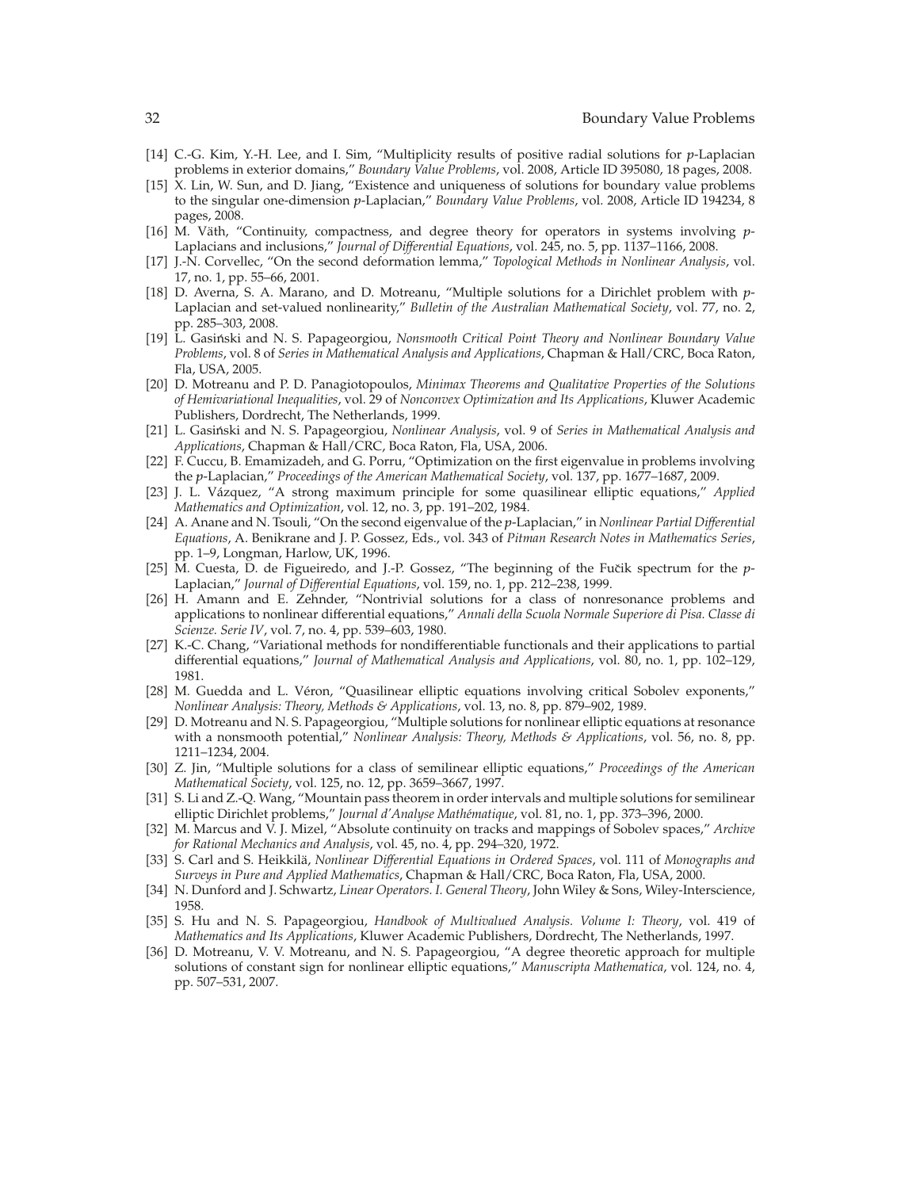[14] C.-G. Kim, Y.-H. Lee, and I. Sim, "Multiplicity results of positive radial solutions for $p$-Laplacian problems in exterior domains," *Boundary Value Problems*, vol. 2008, Article ID 395080, 18 pages, 2008.

[15] X. Lin, W. Sun, and D. Jiang, "Existence and uniqueness of solutions for boundary value problems to the singular one-dimension $p$-Laplacian," *Boundary Value Problems*, vol. 2008, Article ID 194234, 8 pages, 2008.

[16] M. Väth, "Continuity, compactness, and degree theory for operators in systems involving $p$-Laplacians and inclusions," *Journal of Differential Equations*, vol. 245, no. 5, pp. 1137–1166, 2008.

[17] J.-N. Corvellec, "On the second deformation lemma," *Topological Methods in Nonlinear Analysis*, vol. 17, no. 1, pp. 55–66, 2001.

[18] D. Averna, S. A. Marano, and D. Motreanu, "Multiple solutions for a Dirichlet problem with $p$-Laplacian and set-valued nonlinearity," *Bulletin of the Australian Mathematical Society*, vol. 77, no. 2, pp. 285–303, 2008.

[19] L. Gasiński and N. S. Papageorgiou, *Nonsmooth Critical Point Theory and Nonlinear Boundary Value Problems*, vol. 8 of *Series in Mathematical Analysis and Applications*, Chapman & Hall/CRC, Boca Raton, Fla, USA, 2005.

[20] D. Motreanu and P. D. Panagiotopoulos, *Minimax Theorems and Qualitative Properties of the Solutions of Hemivariational Inequalities*, vol. 29 of *Nonconvex Optimization and Its Applications*, Kluwer Academic Publishers, Dordrecht, The Netherlands, 1999.

[21] L. Gasiński and N. S. Papageorgiou, *Nonlinear Analysis*, vol. 9 of *Series in Mathematical Analysis and Applications*, Chapman & Hall/CRC, Boca Raton, Fla, USA, 2006.

[22] F. Cuccu, B. Emamizadeh, and G. Porru, "Optimization on the first eigenvalue in problems involving the $p$-Laplacian," *Proceedings of the American Mathematical Society*, vol. 137, pp. 1677–1687, 2009.

[23] J. L. Vázquez, "A strong maximum principle for some quasilinear elliptic equations," *Applied Mathematics and Optimization*, vol. 12, no. 3, pp. 191–202, 1984.

[24] A. Anane and N. Tsouli, "On the second eigenvalue of the $p$-Laplacian," in *Nonlinear Partial Differential Equations*, A. Benikrane and J. P. Gossez, Eds., vol. 343 of *Pitman Research Notes in Mathematics Series*, pp. 1–9, Longman, Harlow, UK, 1996.

[25] M. Cuesta, D. de Figueiredo, and J.-P. Gossez, "The beginning of the Fučik spectrum for the $p$-Laplacian," *Journal of Differential Equations*, vol. 159, no. 1, pp. 212–238, 1999.

[26] H. Amann and E. Zehnder, "Nontrivial solutions for a class of nonresonance problems and applications to nonlinear differential equations," *Annali della Scuola Normale Superiore di Pisa. Classe di Scienze. Serie IV*, vol. 7, no. 4, pp. 539–603, 1980.

[27] K.-C. Chang, "Variational methods for nondifferentiable functionals and their applications to partial differential equations," *Journal of Mathematical Analysis and Applications*, vol. 80, no. 1, pp. 102–129, 1981.

[28] M. Guedda and L. Véron, "Quasilinear elliptic equations involving critical Sobolev exponents," *Nonlinear Analysis: Theory, Methods & Applications*, vol. 13, no. 8, pp. 879–902, 1989.

[29] D. Motreanu and N. S. Papageorgiou, "Multiple solutions for nonlinear elliptic equations at resonance with a nonsmooth potential," *Nonlinear Analysis: Theory, Methods & Applications*, vol. 56, no. 8, pp. 1211–1234, 2004.

[30] Z. Jin, "Multiple solutions for a class of semilinear elliptic equations," *Proceedings of the American Mathematical Society*, vol. 125, no. 12, pp. 3659–3667, 1997.

[31] S. Li and Z.-Q. Wang, "Mountain pass theorem in order intervals and multiple solutions for semilinear elliptic Dirichlet problems," *Journal d'Analyse Mathématique*, vol. 81, no. 1, pp. 373–396, 2000.

[32] M. Marcus and V. J. Mizel, "Absolute continuity on tracks and mappings of Sobolev spaces," *Archive for Rational Mechanics and Analysis*, vol. 45, no. 4, pp. 294–320, 1972.

[33] S. Carl and S. Heikkilä, *Nonlinear Differential Equations in Ordered Spaces*, vol. 111 of *Monographs and Surveys in Pure and Applied Mathematics*, Chapman & Hall/CRC, Boca Raton, Fla, USA, 2000.

[34] N. Dunford and J. Schwartz, *Linear Operators. I. General Theory*, John Wiley & Sons, Wiley-Interscience, 1958.

[35] S. Hu and N. S. Papageorgiou, *Handbook of Multivalued Analysis. Volume I: Theory*, vol. 419 of *Mathematics and Its Applications*, Kluwer Academic Publishers, Dordrecht, The Netherlands, 1997.

[36] D. Motreanu, V. V. Motreanu, and N. S. Papageorgiou, "A degree theoretic approach for multiple solutions of constant sign for nonlinear elliptic equations," *Manuscripta Mathematica*, vol. 124, no. 4, pp. 507–531, 2007.